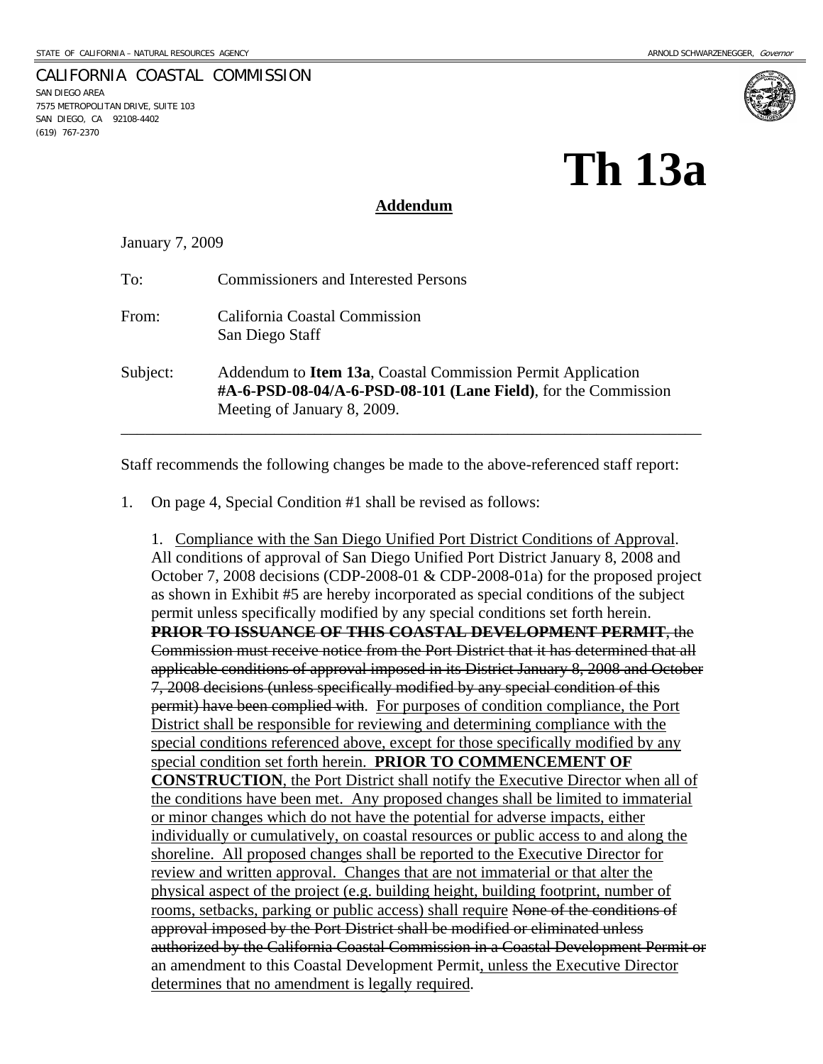STATE OF CALIFORNIA – NATURAL RESOURCES AGENCY ARNOLD SCHWARZENEGGER, *Governor*

CALIFORNIA COASTAL COMMISSION
SAN DIEGO AREA
7575 METROPOLITAN DRIVE, SUITE 103
SAN DIEGO, CA 92108-4402
(619) 767-2370

# Th 13a

**Addendum**

January 7, 2009

To: Commissioners and Interested Persons

From: California Coastal Commission
San Diego Staff

Subject: Addendum to **Item 13a**, Coastal Commission Permit Application **#A-6-PSD-08-04/A-6-PSD-08-101 (Lane Field)**, for the Commission Meeting of January 8, 2009.

---

Staff recommends the following changes be made to the above-referenced staff report:

1. On page 4, Special Condition #1 shall be revised as follows:

   1. <u>Compliance with the San Diego Unified Port District Conditions of Approval</u>. All conditions of approval of San Diego Unified Port District January 8, 2008 and October 7, 2008 decisions (CDP-2008-01 & CDP-2008-01a) for the proposed project as shown in Exhibit #5 are hereby incorporated as special conditions of the subject permit unless specifically modified by any special conditions set forth herein. ~~**PRIOR TO ISSUANCE OF THIS COASTAL DEVELOPMENT PERMIT**, the Commission must receive notice from the Port District that it has determined that all applicable conditions of approval imposed in its District January 8, 2008 and October 7, 2008 decisions (unless specifically modified by any special condition of this permit) have been complied with~~. <u>For purposes of condition compliance, the Port District shall be responsible for reviewing and determining compliance with the special conditions referenced above, except for those specifically modified by any special condition set forth herein. **PRIOR TO COMMENCEMENT OF CONSTRUCTION**, the Port District shall notify the Executive Director when all of the conditions have been met. Any proposed changes shall be limited to immaterial or minor changes which do not have the potential for adverse impacts, either individually or cumulatively, on coastal resources or public access to and along the shoreline. All proposed changes shall be reported to the Executive Director for review and written approval. Changes that are not immaterial or that alter the physical aspect of the project (e.g. building height, building footprint, number of rooms, setbacks, parking or public access) shall require</u> ~~None of the conditions of approval imposed by the Port District shall be modified or eliminated unless authorized by the California Coastal Commission in a Coastal Development Permit or~~ an amendment to this Coastal Development Permit<u>, unless the Executive Director determines that no amendment is legally required</u>.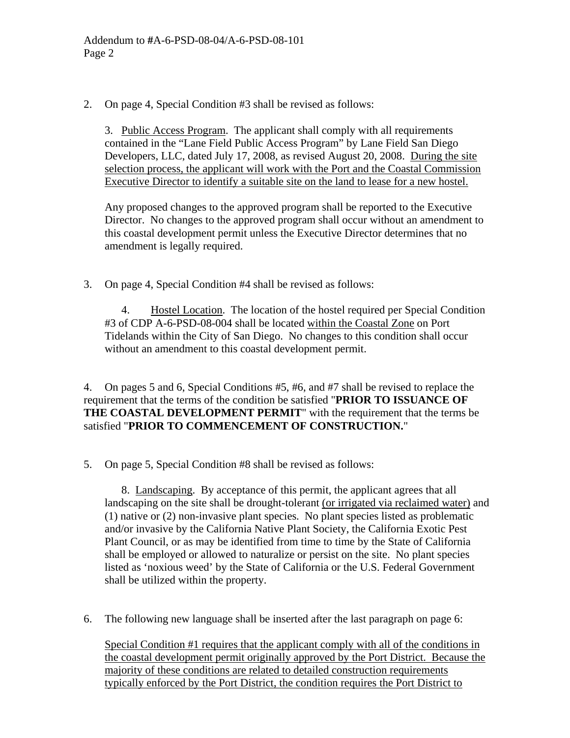2. On page 4, Special Condition #3 shall be revised as follows:

   3. Public Access Program. The applicant shall comply with all requirements contained in the "Lane Field Public Access Program" by Lane Field San Diego Developers, LLC, dated July 17, 2008, as revised August 20, 2008. <u>During the site selection process, the applicant will work with the Port and the Coastal Commission Executive Director to identify a suitable site on the land to lease for a new hostel.</u>

   Any proposed changes to the approved program shall be reported to the Executive Director. No changes to the approved program shall occur without an amendment to this coastal development permit unless the Executive Director determines that no amendment is legally required.

3. On page 4, Special Condition #4 shall be revised as follows:

   4. Hostel Location. The location of the hostel required per Special Condition #3 of CDP A-6-PSD-08-004 shall be located <u>within the Coastal Zone</u> on Port Tidelands within the City of San Diego. No changes to this condition shall occur without an amendment to this coastal development permit.

4. On pages 5 and 6, Special Conditions #5, #6, and #7 shall be revised to replace the requirement that the terms of the condition be satisfied "**PRIOR TO ISSUANCE OF THE COASTAL DEVELOPMENT PERMIT**" with the requirement that the terms be satisfied "**PRIOR TO COMMENCEMENT OF CONSTRUCTION.**"

5. On page 5, Special Condition #8 shall be revised as follows:

   8. Landscaping. By acceptance of this permit, the applicant agrees that all landscaping on the site shall be drought-tolerant <u>(or irrigated via reclaimed water)</u> and (1) native or (2) non-invasive plant species. No plant species listed as problematic and/or invasive by the California Native Plant Society, the California Exotic Pest Plant Council, or as may be identified from time to time by the State of California shall be employed or allowed to naturalize or persist on the site. No plant species listed as 'noxious weed' by the State of California or the U.S. Federal Government shall be utilized within the property.

6. The following new language shall be inserted after the last paragraph on page 6:

   <u>Special Condition #1 requires that the applicant comply with all of the conditions in the coastal development permit originally approved by the Port District. Because the majority of these conditions are related to detailed construction requirements typically enforced by the Port District, the condition requires the Port District to</u>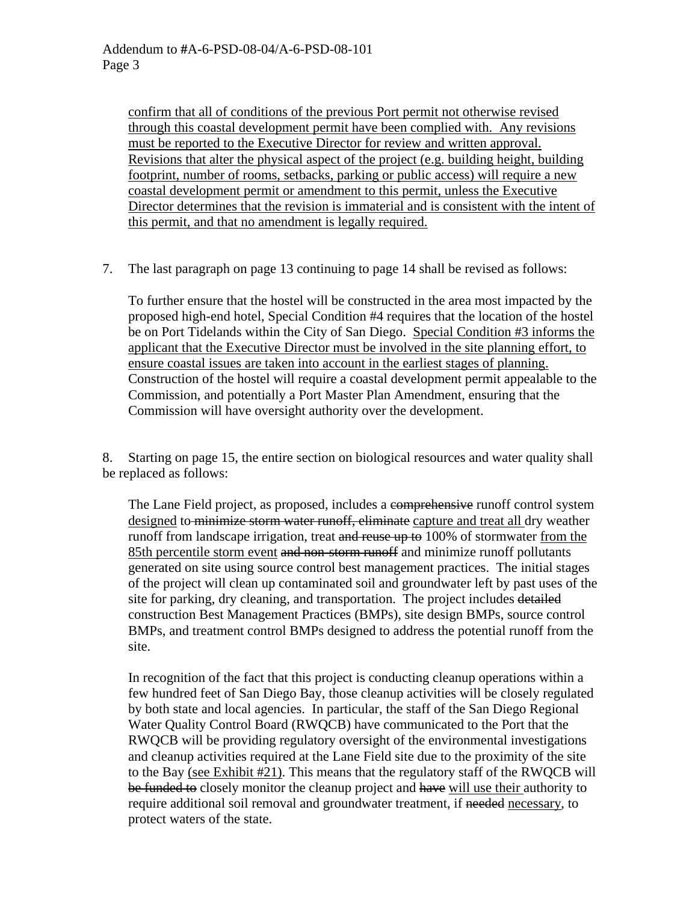<u>confirm that all of conditions of the previous Port permit not otherwise revised through this coastal development permit have been complied with. Any revisions must be reported to the Executive Director for review and written approval. Revisions that alter the physical aspect of the project (e.g. building height, building footprint, number of rooms, setbacks, parking or public access) will require a new coastal development permit or amendment to this permit, unless the Executive Director determines that the revision is immaterial and is consistent with the intent of this permit, and that no amendment is legally required.</u>

7. The last paragraph on page 13 continuing to page 14 shall be revised as follows:

   To further ensure that the hostel will be constructed in the area most impacted by the proposed high-end hotel, Special Condition #4 requires that the location of the hostel be on Port Tidelands within the City of San Diego. <u>Special Condition #3 informs the applicant that the Executive Director must be involved in the site planning effort, to ensure coastal issues are taken into account in the earliest stages of planning.</u> Construction of the hostel will require a coastal development permit appealable to the Commission, and potentially a Port Master Plan Amendment, ensuring that the Commission will have oversight authority over the development.

8. Starting on page 15, the entire section on biological resources and water quality shall be replaced as follows:

   The Lane Field project, as proposed, includes a ~~comprehensive~~ runoff control system <u>designed</u> to ~~minimize storm water runoff, eliminate~~ <u>capture and treat all</u> dry weather runoff from landscape irrigation, treat ~~and reuse up to~~ 100% of stormwater <u>from the 85th percentile storm event</u> ~~and non-storm runoff~~ and minimize runoff pollutants generated on site using source control best management practices. The initial stages of the project will clean up contaminated soil and groundwater left by past uses of the site for parking, dry cleaning, and transportation. The project includes ~~detailed~~ construction Best Management Practices (BMPs), site design BMPs, source control BMPs, and treatment control BMPs designed to address the potential runoff from the site.

   In recognition of the fact that this project is conducting cleanup operations within a few hundred feet of San Diego Bay, those cleanup activities will be closely regulated by both state and local agencies. In particular, the staff of the San Diego Regional Water Quality Control Board (RWQCB) have communicated to the Port that the RWQCB will be providing regulatory oversight of the environmental investigations and cleanup activities required at the Lane Field site due to the proximity of the site to the Bay <u>(see Exhibit #21)</u>. This means that the regulatory staff of the RWQCB will ~~be funded to~~ closely monitor the cleanup project and ~~have~~ <u>will use their</u> authority to require additional soil removal and groundwater treatment, if ~~needed~~ <u>necessary</u>, to protect waters of the state.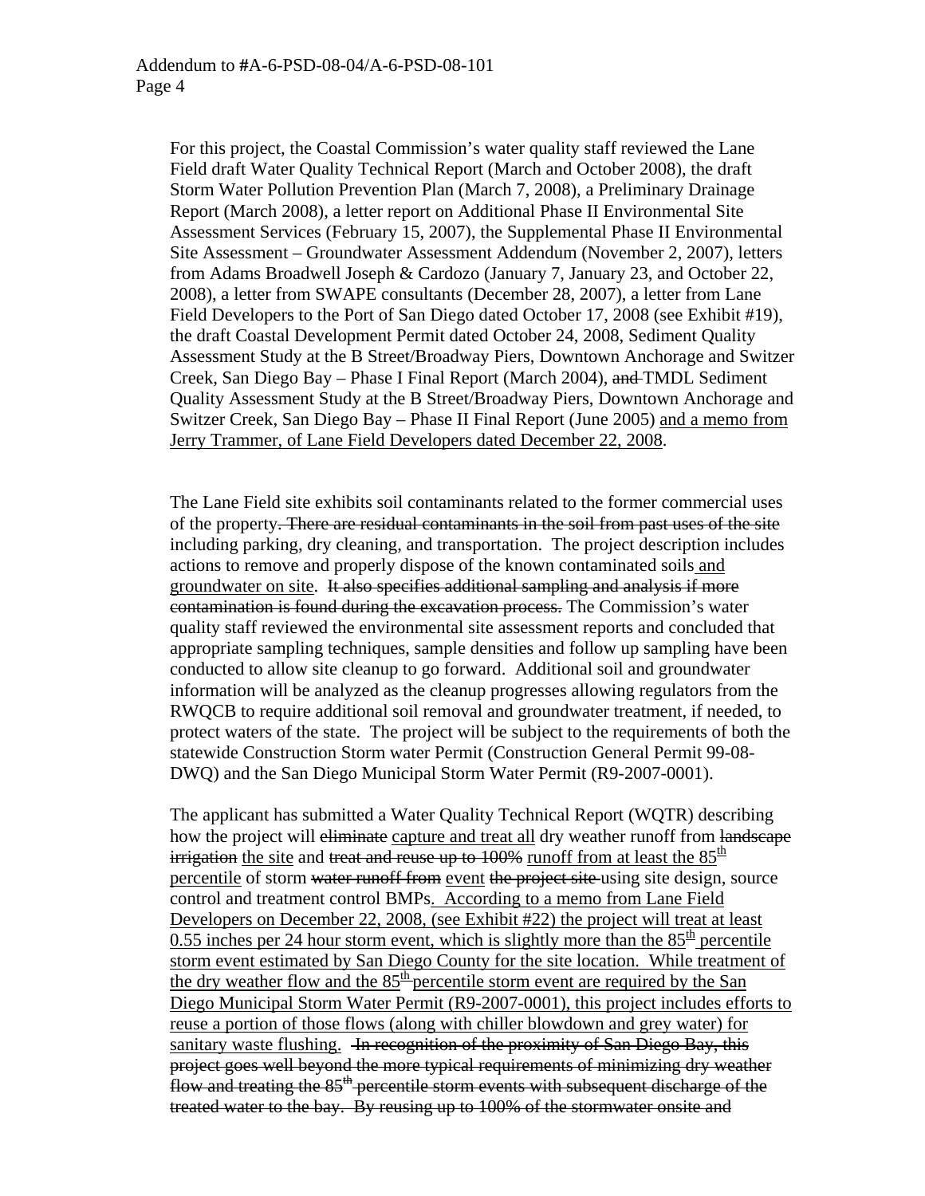For this project, the Coastal Commission's water quality staff reviewed the Lane Field draft Water Quality Technical Report (March and October 2008), the draft Storm Water Pollution Prevention Plan (March 7, 2008), a Preliminary Drainage Report (March 2008), a letter report on Additional Phase II Environmental Site Assessment Services (February 15, 2007), the Supplemental Phase II Environmental Site Assessment – Groundwater Assessment Addendum (November 2, 2007), letters from Adams Broadwell Joseph & Cardozo (January 7, January 23, and October 22, 2008), a letter from SWAPE consultants (December 28, 2007), a letter from Lane Field Developers to the Port of San Diego dated October 17, 2008 (see Exhibit #19), the draft Coastal Development Permit dated October 24, 2008, Sediment Quality Assessment Study at the B Street/Broadway Piers, Downtown Anchorage and Switzer Creek, San Diego Bay – Phase I Final Report (March 2004), ~~and~~ TMDL Sediment Quality Assessment Study at the B Street/Broadway Piers, Downtown Anchorage and Switzer Creek, San Diego Bay – Phase II Final Report (June 2005) <u>and a memo from Jerry Trammer, of Lane Field Developers dated December 22, 2008</u>.

The Lane Field site exhibits soil contaminants related to the former commercial uses of the property~~. There are residual contaminants in the soil from past uses of the site~~ including parking, dry cleaning, and transportation. The project description includes actions to remove and properly dispose of the known contaminated soils<u> and groundwater on site</u>. ~~It also specifies additional sampling and analysis if more contamination is found during the excavation process.~~ The Commission's water quality staff reviewed the environmental site assessment reports and concluded that appropriate sampling techniques, sample densities and follow up sampling have been conducted to allow site cleanup to go forward. Additional soil and groundwater information will be analyzed as the cleanup progresses allowing regulators from the RWQCB to require additional soil removal and groundwater treatment, if needed, to protect waters of the state. The project will be subject to the requirements of both the statewide Construction Storm water Permit (Construction General Permit 99-08-DWQ) and the San Diego Municipal Storm Water Permit (R9-2007-0001).

The applicant has submitted a Water Quality Technical Report (WQTR) describing how the project will ~~eliminate~~ <u>capture and treat all</u> dry weather runoff from ~~landscape irrigation~~ <u>the site</u> and ~~treat and reuse up to 100%~~ <u>runoff from at least the 85th percentile</u> of storm ~~water runoff from~~ <u>event</u> ~~the project site~~ using site design, source control and treatment control BMPs<u>. According to a memo from Lane Field Developers on December 22, 2008, (see Exhibit #22) the project will treat at least 0.55 inches per 24 hour storm event, which is slightly more than the 85th percentile storm event estimated by San Diego County for the site location. While treatment of the dry weather flow and the 85th percentile storm event are required by the San Diego Municipal Storm Water Permit (R9-2007-0001), this project includes efforts to reuse a portion of those flows (along with chiller blowdown and grey water) for sanitary waste flushing.</u> ~~In recognition of the proximity of San Diego Bay, this project goes well beyond the more typical requirements of minimizing dry weather flow and treating the 85th percentile storm events with subsequent discharge of the treated water to the bay. By reusing up to 100% of the stormwater onsite and~~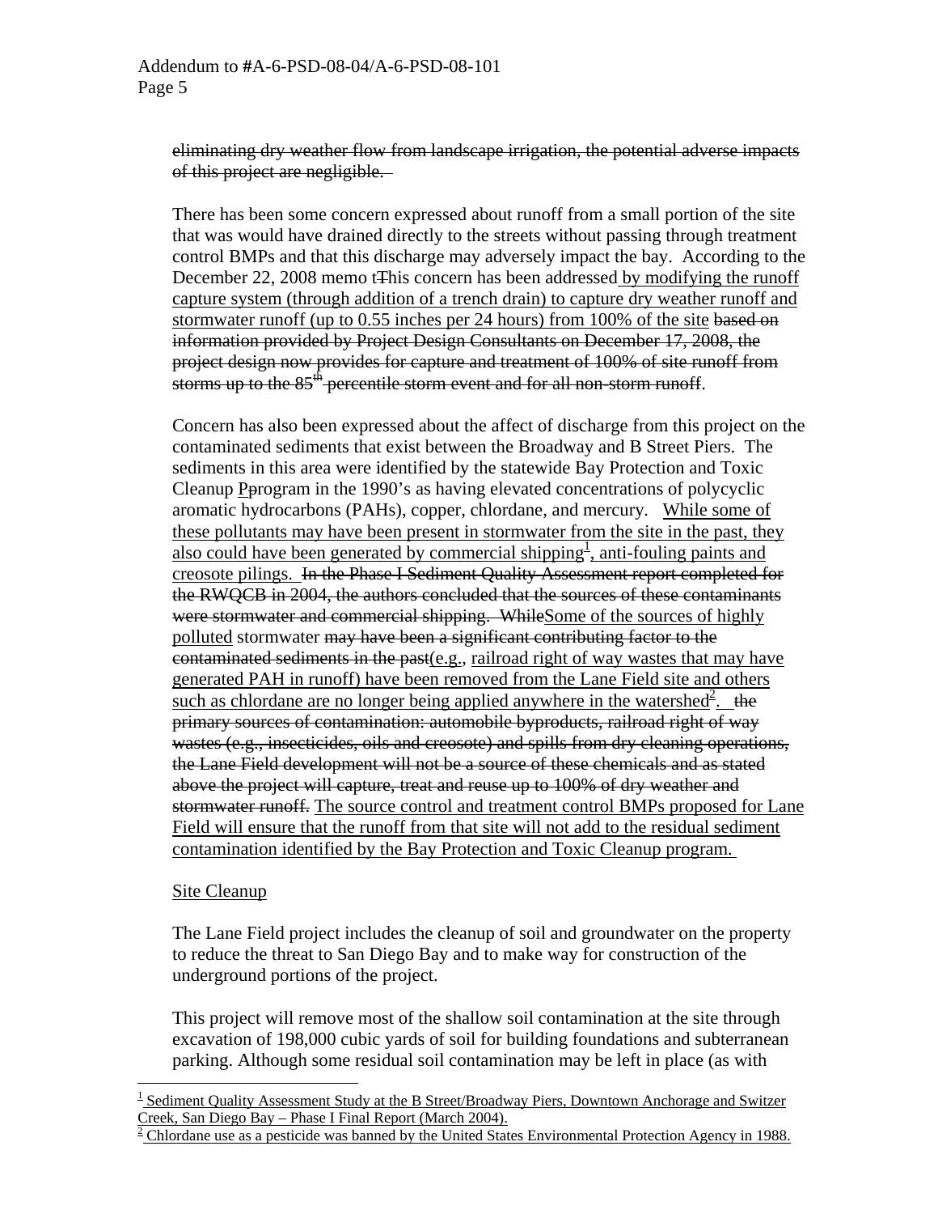~~eliminating dry weather flow from landscape irrigation, the potential adverse impacts of this project are negligible.~~

There has been some concern expressed about runoff from a small portion of the site that was would have drained directly to the streets without passing through treatment control BMPs and that this discharge may adversely impact the bay. According to the December 22, 2008 memo t~~T~~his concern has been addressed<u> by modifying the runoff capture system (through addition of a trench drain) to capture dry weather runoff and stormwater runoff (up to 0.55 inches per 24 hours) from 100% of the site</u> ~~based on information provided by Project Design Consultants on December 17, 2008, the project design now provides for capture and treatment of 100% of site runoff from storms up to the 85th percentile storm event and for all non-storm runoff~~.

Concern has also been expressed about the affect of discharge from this project on the contaminated sediments that exist between the Broadway and B Street Piers. The sediments in this area were identified by the statewide Bay Protection and Toxic Cleanup <u>P</u>~~p~~rogram in the 1990's as having elevated concentrations of polycyclic aromatic hydrocarbons (PAHs), copper, chlordane, and mercury. <u>While some of these pollutants may have been present in stormwater from the site in the past, they also could have been generated by commercial shipping[1], anti-fouling paints and creosote pilings.</u> ~~In the Phase I Sediment Quality Assessment report completed for the RWQCB in 2004, the authors concluded that the sources of these contaminants were stormwater and commercial shipping. While~~<u>Some of the sources of highly polluted</u> stormwater ~~may have been a significant contributing factor to the contaminated sediments in the past~~<u>(e.g., railroad right of way wastes that may have generated PAH in runoff) have been removed from the Lane Field site and others such as chlordane are no longer being applied anywhere in the watershed[2].</u> ~~the primary sources of contamination: automobile byproducts, railroad right of way wastes (e.g., insecticides, oils and creosote) and spills from dry cleaning operations, the Lane Field development will not be a source of these chemicals and as stated above the project will capture, treat and reuse up to 100% of dry weather and stormwater runoff.~~ <u>The source control and treatment control BMPs proposed for Lane Field will ensure that the runoff from that site will not add to the residual sediment contamination identified by the Bay Protection and Toxic Cleanup program.</u>

<u>Site Cleanup</u>

The Lane Field project includes the cleanup of soil and groundwater on the property to reduce the threat to San Diego Bay and to make way for construction of the underground portions of the project.

This project will remove most of the shallow soil contamination at the site through excavation of 198,000 cubic yards of soil for building foundations and subterranean parking. Although some residual soil contamination may be left in place (as with

---

<u>[1] Sediment Quality Assessment Study at the B Street/Broadway Piers, Downtown Anchorage and Switzer Creek, San Diego Bay – Phase I Final Report (March 2004).</u>

<u>[2] Chlordane use as a pesticide was banned by the United States Environmental Protection Agency in 1988.</u>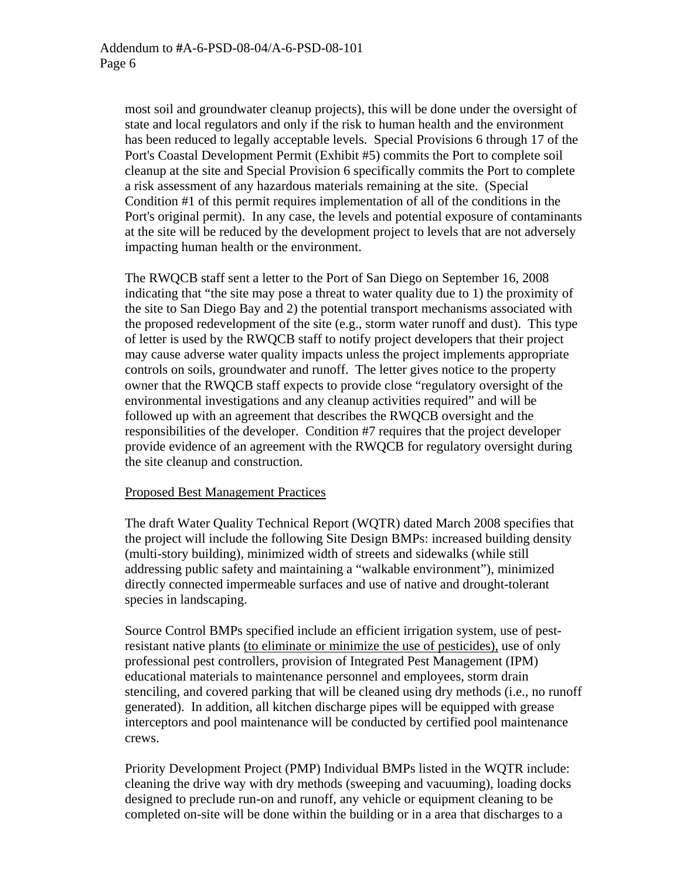most soil and groundwater cleanup projects), this will be done under the oversight of state and local regulators and only if the risk to human health and the environment has been reduced to legally acceptable levels. Special Provisions 6 through 17 of the Port's Coastal Development Permit (Exhibit #5) commits the Port to complete soil cleanup at the site and Special Provision 6 specifically commits the Port to complete a risk assessment of any hazardous materials remaining at the site. (Special Condition #1 of this permit requires implementation of all of the conditions in the Port's original permit). In any case, the levels and potential exposure of contaminants at the site will be reduced by the development project to levels that are not adversely impacting human health or the environment.

The RWQCB staff sent a letter to the Port of San Diego on September 16, 2008 indicating that "the site may pose a threat to water quality due to 1) the proximity of the site to San Diego Bay and 2) the potential transport mechanisms associated with the proposed redevelopment of the site (e.g., storm water runoff and dust). This type of letter is used by the RWQCB staff to notify project developers that their project may cause adverse water quality impacts unless the project implements appropriate controls on soils, groundwater and runoff. The letter gives notice to the property owner that the RWQCB staff expects to provide close "regulatory oversight of the environmental investigations and any cleanup activities required" and will be followed up with an agreement that describes the RWQCB oversight and the responsibilities of the developer. Condition #7 requires that the project developer provide evidence of an agreement with the RWQCB for regulatory oversight during the site cleanup and construction.

<u>Proposed Best Management Practices</u>

The draft Water Quality Technical Report (WQTR) dated March 2008 specifies that the project will include the following Site Design BMPs: increased building density (multi-story building), minimized width of streets and sidewalks (while still addressing public safety and maintaining a "walkable environment"), minimized directly connected impermeable surfaces and use of native and drought-tolerant species in landscaping.

Source Control BMPs specified include an efficient irrigation system, use of pest-resistant native plants <u>(to eliminate or minimize the use of pesticides),</u> use of only professional pest controllers, provision of Integrated Pest Management (IPM) educational materials to maintenance personnel and employees, storm drain stenciling, and covered parking that will be cleaned using dry methods (i.e., no runoff generated). In addition, all kitchen discharge pipes will be equipped with grease interceptors and pool maintenance will be conducted by certified pool maintenance crews.

Priority Development Project (PMP) Individual BMPs listed in the WQTR include: cleaning the drive way with dry methods (sweeping and vacuuming), loading docks designed to preclude run-on and runoff, any vehicle or equipment cleaning to be completed on-site will be done within the building or in a area that discharges to a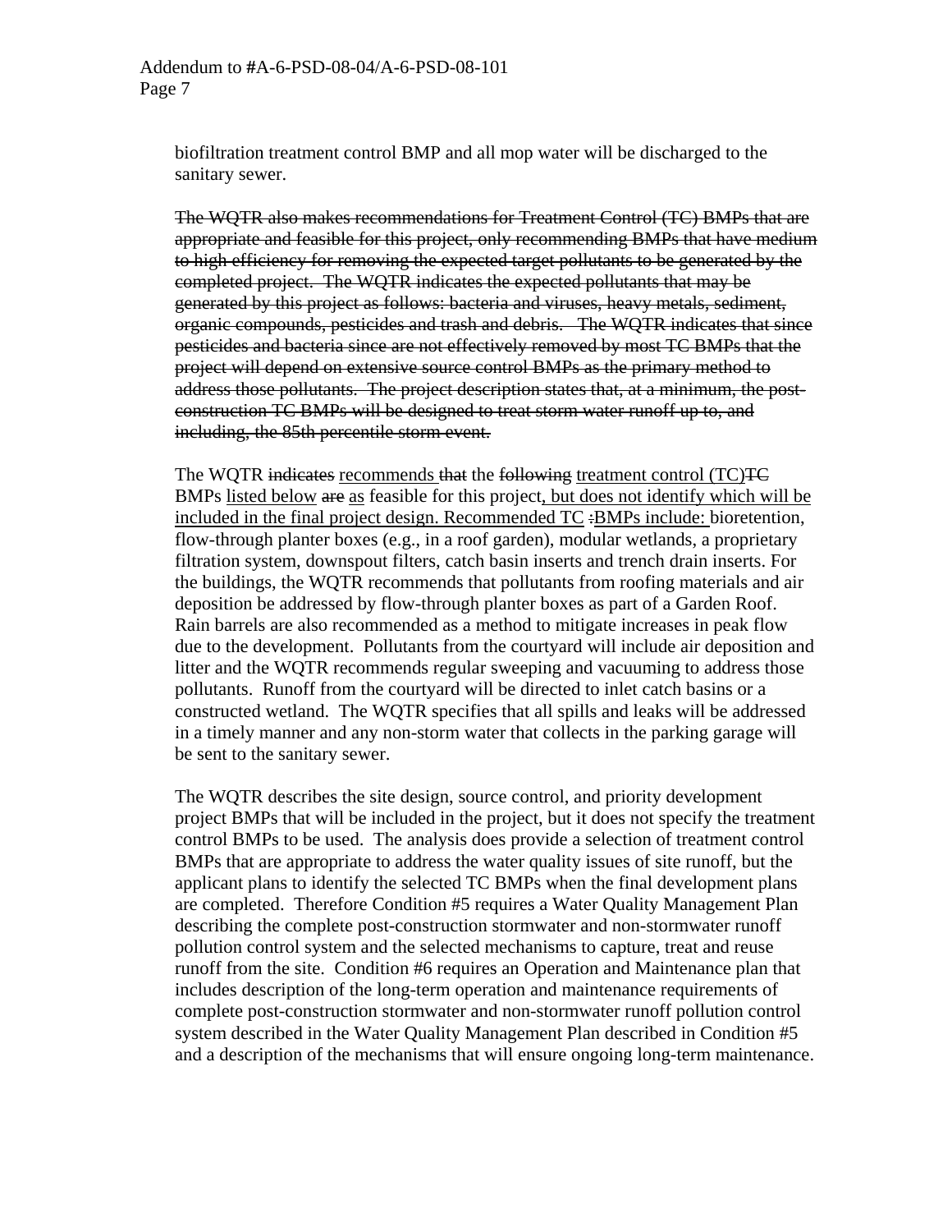biofiltration treatment control BMP and all mop water will be discharged to the sanitary sewer.

~~The WQTR also makes recommendations for Treatment Control (TC) BMPs that are appropriate and feasible for this project, only recommending BMPs that have medium to high efficiency for removing the expected target pollutants to be generated by the completed project. The WQTR indicates the expected pollutants that may be generated by this project as follows: bacteria and viruses, heavy metals, sediment, organic compounds, pesticides and trash and debris. The WQTR indicates that since pesticides and bacteria since are not effectively removed by most TC BMPs that the project will depend on extensive source control BMPs as the primary method to address those pollutants. The project description states that, at a minimum, the post-construction TC BMPs will be designed to treat storm water runoff up to, and including, the 85th percentile storm event.~~

The WQTR ~~indicates~~ <u>recommends</u> ~~that~~ the ~~following~~ <u>treatment control (TC)</u>~~TC~~ BMPs <u>listed below</u> ~~are~~ <u>as</u> feasible for this project<u>, but does not identify which will be included in the final project design. Recommended TC</u> ~~:~~<u>BMPs include: </u>bioretention, flow-through planter boxes (e.g., in a roof garden), modular wetlands, a proprietary filtration system, downspout filters, catch basin inserts and trench drain inserts. For the buildings, the WQTR recommends that pollutants from roofing materials and air deposition be addressed by flow-through planter boxes as part of a Garden Roof. Rain barrels are also recommended as a method to mitigate increases in peak flow due to the development. Pollutants from the courtyard will include air deposition and litter and the WQTR recommends regular sweeping and vacuuming to address those pollutants. Runoff from the courtyard will be directed to inlet catch basins or a constructed wetland. The WQTR specifies that all spills and leaks will be addressed in a timely manner and any non-storm water that collects in the parking garage will be sent to the sanitary sewer.

The WQTR describes the site design, source control, and priority development project BMPs that will be included in the project, but it does not specify the treatment control BMPs to be used. The analysis does provide a selection of treatment control BMPs that are appropriate to address the water quality issues of site runoff, but the applicant plans to identify the selected TC BMPs when the final development plans are completed. Therefore Condition #5 requires a Water Quality Management Plan describing the complete post-construction stormwater and non-stormwater runoff pollution control system and the selected mechanisms to capture, treat and reuse runoff from the site. Condition #6 requires an Operation and Maintenance plan that includes description of the long-term operation and maintenance requirements of complete post-construction stormwater and non-stormwater runoff pollution control system described in the Water Quality Management Plan described in Condition #5 and a description of the mechanisms that will ensure ongoing long-term maintenance.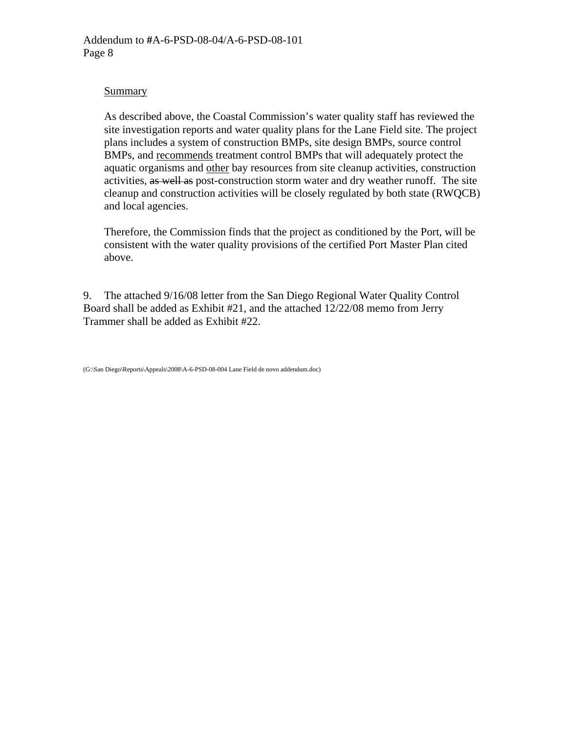<u>Summary</u>

As described above, the Coastal Commission's water quality staff has reviewed the site investigation reports and water quality plans for the Lane Field site. The project plans include~~s~~ a system of construction BMPs, site design BMPs, source control BMPs, and <u>recommends</u> treatment control BMPs that will adequately protect the aquatic organisms and <u>other</u> bay resources from site cleanup activities, construction activities, ~~as well as~~ post-construction storm water and dry weather runoff. The site cleanup and construction activities will be closely regulated by both state (RWQCB) and local agencies.

Therefore, the Commission finds that the project as conditioned by the Port, will be consistent with the water quality provisions of the certified Port Master Plan cited above.

9. The attached 9/16/08 letter from the San Diego Regional Water Quality Control Board shall be added as Exhibit #21, and the attached 12/22/08 memo from Jerry Trammer shall be added as Exhibit #22.

(G:\San Diego\Reports\Appeals\2008\A-6-PSD-08-004 Lane Field de novo addendum.doc)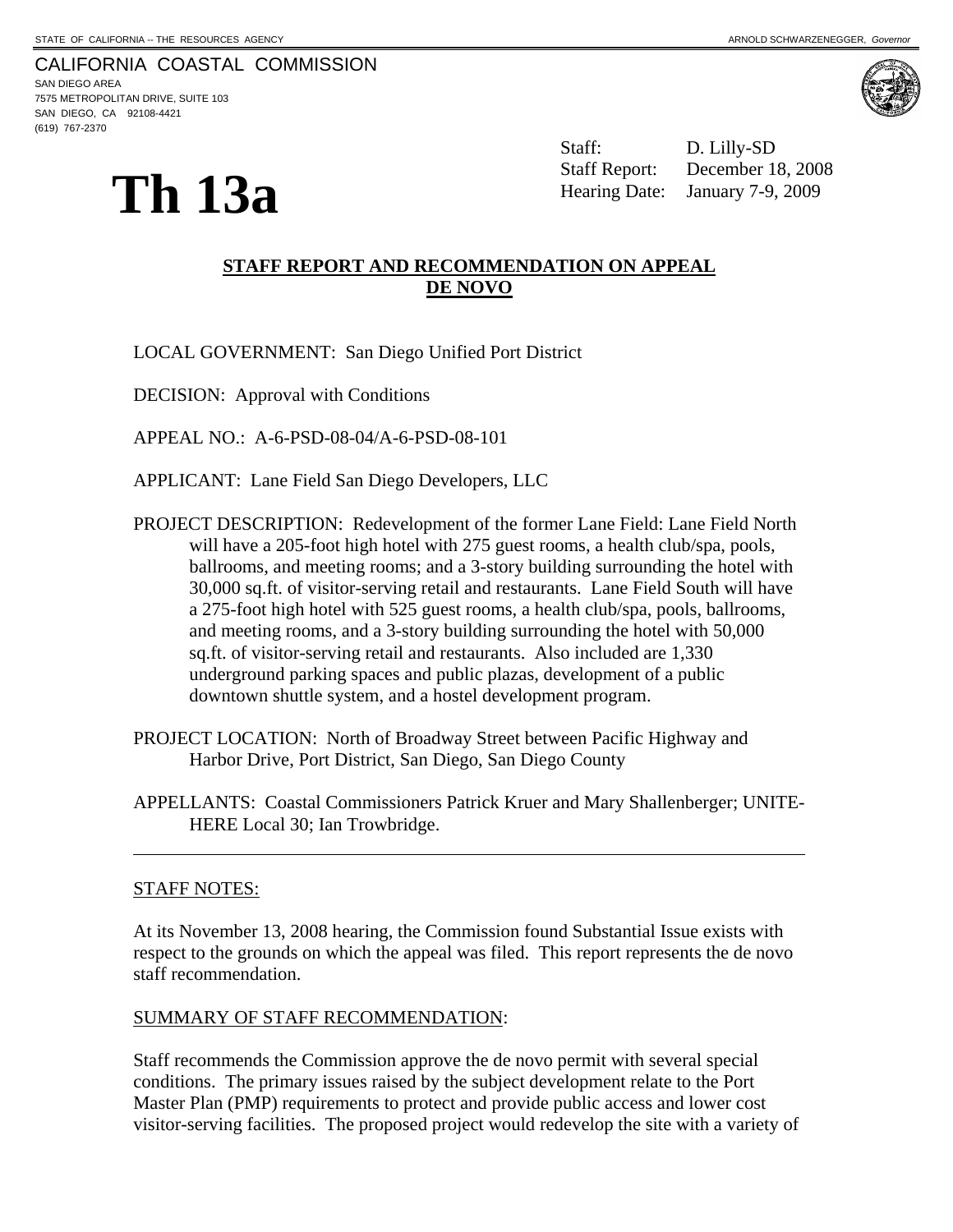STATE OF CALIFORNIA -- THE RESOURCES AGENCY

ARNOLD SCHWARZENEGGER, *Governor*

CALIFORNIA COASTAL COMMISSION
SAN DIEGO AREA
7575 METROPOLITAN DRIVE, SUITE 103
SAN DIEGO, CA 92108-4421
(619) 767-2370

# Th 13a

Staff: D. Lilly-SD
Staff Report: December 18, 2008
Hearing Date: January 7-9, 2009

## STAFF REPORT AND RECOMMENDATION ON APPEAL DE NOVO

LOCAL GOVERNMENT: San Diego Unified Port District

DECISION: Approval with Conditions

APPEAL NO.: A-6-PSD-08-04/A-6-PSD-08-101

APPLICANT: Lane Field San Diego Developers, LLC

PROJECT DESCRIPTION: Redevelopment of the former Lane Field: Lane Field North will have a 205-foot high hotel with 275 guest rooms, a health club/spa, pools, ballrooms, and meeting rooms; and a 3-story building surrounding the hotel with 30,000 sq.ft. of visitor-serving retail and restaurants. Lane Field South will have a 275-foot high hotel with 525 guest rooms, a health club/spa, pools, ballrooms, and meeting rooms, and a 3-story building surrounding the hotel with 50,000 sq.ft. of visitor-serving retail and restaurants. Also included are 1,330 underground parking spaces and public plazas, development of a public downtown shuttle system, and a hostel development program.

PROJECT LOCATION: North of Broadway Street between Pacific Highway and Harbor Drive, Port District, San Diego, San Diego County

APPELLANTS: Coastal Commissioners Patrick Kruer and Mary Shallenberger; UNITE-HERE Local 30; Ian Trowbridge.

---

STAFF NOTES:

At its November 13, 2008 hearing, the Commission found Substantial Issue exists with respect to the grounds on which the appeal was filed. This report represents the de novo staff recommendation.

SUMMARY OF STAFF RECOMMENDATION:

Staff recommends the Commission approve the de novo permit with several special conditions. The primary issues raised by the subject development relate to the Port Master Plan (PMP) requirements to protect and provide public access and lower cost visitor-serving facilities. The proposed project would redevelop the site with a variety of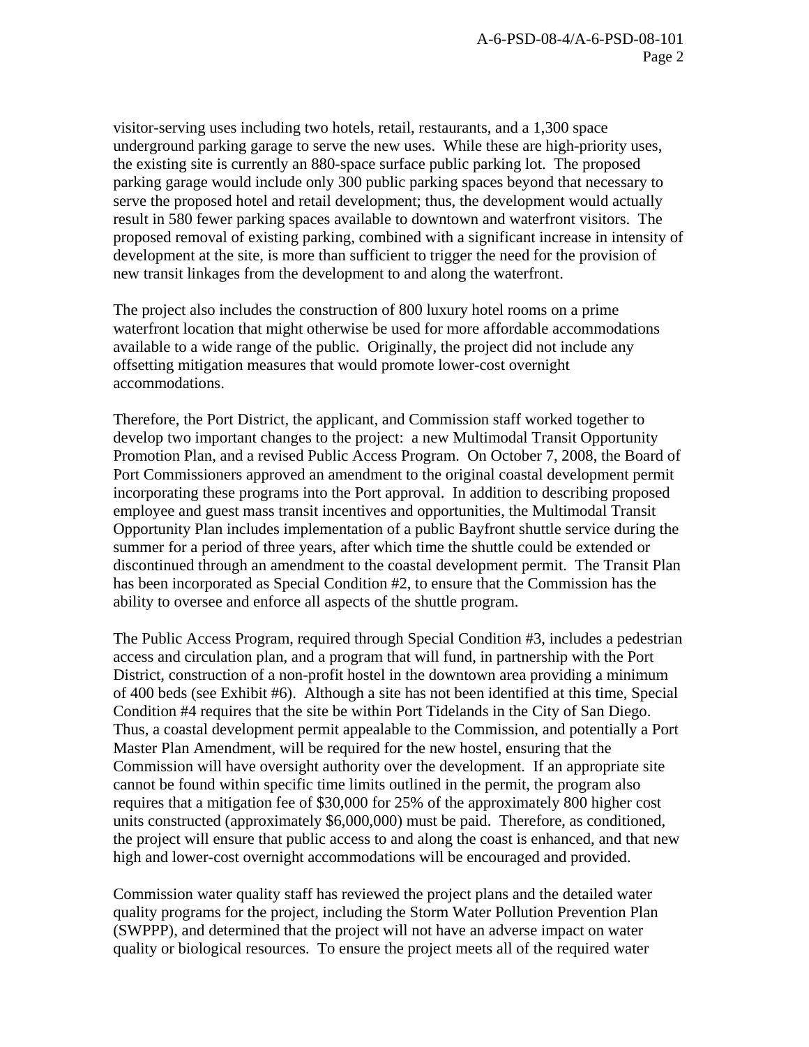visitor-serving uses including two hotels, retail, restaurants, and a 1,300 space underground parking garage to serve the new uses. While these are high-priority uses, the existing site is currently an 880-space surface public parking lot. The proposed parking garage would include only 300 public parking spaces beyond that necessary to serve the proposed hotel and retail development; thus, the development would actually result in 580 fewer parking spaces available to downtown and waterfront visitors. The proposed removal of existing parking, combined with a significant increase in intensity of development at the site, is more than sufficient to trigger the need for the provision of new transit linkages from the development to and along the waterfront.

The project also includes the construction of 800 luxury hotel rooms on a prime waterfront location that might otherwise be used for more affordable accommodations available to a wide range of the public. Originally, the project did not include any offsetting mitigation measures that would promote lower-cost overnight accommodations.

Therefore, the Port District, the applicant, and Commission staff worked together to develop two important changes to the project: a new Multimodal Transit Opportunity Promotion Plan, and a revised Public Access Program. On October 7, 2008, the Board of Port Commissioners approved an amendment to the original coastal development permit incorporating these programs into the Port approval. In addition to describing proposed employee and guest mass transit incentives and opportunities, the Multimodal Transit Opportunity Plan includes implementation of a public Bayfront shuttle service during the summer for a period of three years, after which time the shuttle could be extended or discontinued through an amendment to the coastal development permit. The Transit Plan has been incorporated as Special Condition #2, to ensure that the Commission has the ability to oversee and enforce all aspects of the shuttle program.

The Public Access Program, required through Special Condition #3, includes a pedestrian access and circulation plan, and a program that will fund, in partnership with the Port District, construction of a non-profit hostel in the downtown area providing a minimum of 400 beds (see Exhibit #6). Although a site has not been identified at this time, Special Condition #4 requires that the site be within Port Tidelands in the City of San Diego. Thus, a coastal development permit appealable to the Commission, and potentially a Port Master Plan Amendment, will be required for the new hostel, ensuring that the Commission will have oversight authority over the development. If an appropriate site cannot be found within specific time limits outlined in the permit, the program also requires that a mitigation fee of $30,000 for 25% of the approximately 800 higher cost units constructed (approximately $6,000,000) must be paid. Therefore, as conditioned, the project will ensure that public access to and along the coast is enhanced, and that new high and lower-cost overnight accommodations will be encouraged and provided.

Commission water quality staff has reviewed the project plans and the detailed water quality programs for the project, including the Storm Water Pollution Prevention Plan (SWPPP), and determined that the project will not have an adverse impact on water quality or biological resources. To ensure the project meets all of the required water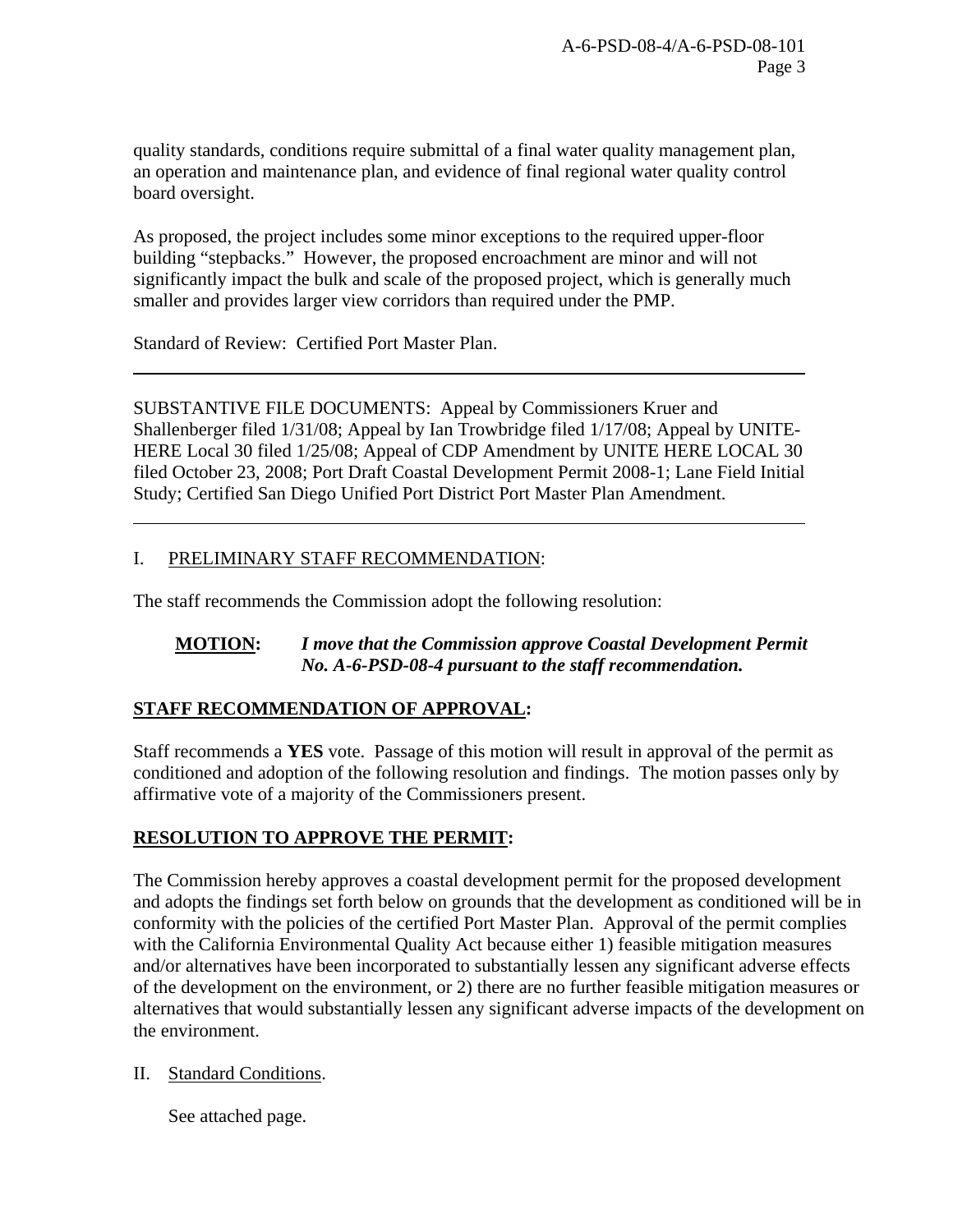quality standards, conditions require submittal of a final water quality management plan, an operation and maintenance plan, and evidence of final regional water quality control board oversight.

As proposed, the project includes some minor exceptions to the required upper-floor building "stepbacks." However, the proposed encroachment are minor and will not significantly impact the bulk and scale of the proposed project, which is generally much smaller and provides larger view corridors than required under the PMP.

Standard of Review: Certified Port Master Plan.

---

SUBSTANTIVE FILE DOCUMENTS: Appeal by Commissioners Kruer and Shallenberger filed 1/31/08; Appeal by Ian Trowbridge filed 1/17/08; Appeal by UNITE-HERE Local 30 filed 1/25/08; Appeal of CDP Amendment by UNITE HERE LOCAL 30 filed October 23, 2008; Port Draft Coastal Development Permit 2008-1; Lane Field Initial Study; Certified San Diego Unified Port District Port Master Plan Amendment.

---

## I. PRELIMINARY STAFF RECOMMENDATION:

The staff recommends the Commission adopt the following resolution:

**MOTION:** ***I move that the Commission approve Coastal Development Permit No. A-6-PSD-08-4 pursuant to the staff recommendation.***

**STAFF RECOMMENDATION OF APPROVAL:**

Staff recommends a **YES** vote. Passage of this motion will result in approval of the permit as conditioned and adoption of the following resolution and findings. The motion passes only by affirmative vote of a majority of the Commissioners present.

**RESOLUTION TO APPROVE THE PERMIT:**

The Commission hereby approves a coastal development permit for the proposed development and adopts the findings set forth below on grounds that the development as conditioned will be in conformity with the policies of the certified Port Master Plan. Approval of the permit complies with the California Environmental Quality Act because either 1) feasible mitigation measures and/or alternatives have been incorporated to substantially lessen any significant adverse effects of the development on the environment, or 2) there are no further feasible mitigation measures or alternatives that would substantially lessen any significant adverse impacts of the development on the environment.

## II. Standard Conditions.

See attached page.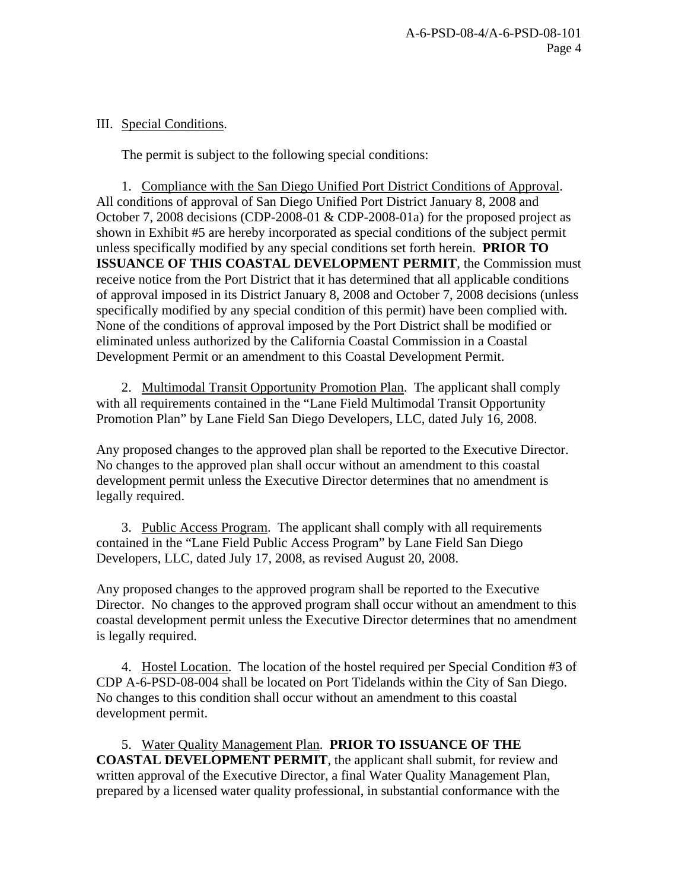III. Special Conditions.

The permit is subject to the following special conditions:

1. Compliance with the San Diego Unified Port District Conditions of Approval. All conditions of approval of San Diego Unified Port District January 8, 2008 and October 7, 2008 decisions (CDP-2008-01 & CDP-2008-01a) for the proposed project as shown in Exhibit #5 are hereby incorporated as special conditions of the subject permit unless specifically modified by any special conditions set forth herein. **PRIOR TO ISSUANCE OF THIS COASTAL DEVELOPMENT PERMIT**, the Commission must receive notice from the Port District that it has determined that all applicable conditions of approval imposed in its District January 8, 2008 and October 7, 2008 decisions (unless specifically modified by any special condition of this permit) have been complied with. None of the conditions of approval imposed by the Port District shall be modified or eliminated unless authorized by the California Coastal Commission in a Coastal Development Permit or an amendment to this Coastal Development Permit.

2. Multimodal Transit Opportunity Promotion Plan. The applicant shall comply with all requirements contained in the "Lane Field Multimodal Transit Opportunity Promotion Plan" by Lane Field San Diego Developers, LLC, dated July 16, 2008.

Any proposed changes to the approved plan shall be reported to the Executive Director. No changes to the approved plan shall occur without an amendment to this coastal development permit unless the Executive Director determines that no amendment is legally required.

3. Public Access Program. The applicant shall comply with all requirements contained in the "Lane Field Public Access Program" by Lane Field San Diego Developers, LLC, dated July 17, 2008, as revised August 20, 2008.

Any proposed changes to the approved program shall be reported to the Executive Director. No changes to the approved program shall occur without an amendment to this coastal development permit unless the Executive Director determines that no amendment is legally required.

4. Hostel Location. The location of the hostel required per Special Condition #3 of CDP A-6-PSD-08-004 shall be located on Port Tidelands within the City of San Diego. No changes to this condition shall occur without an amendment to this coastal development permit.

5. Water Quality Management Plan. **PRIOR TO ISSUANCE OF THE COASTAL DEVELOPMENT PERMIT**, the applicant shall submit, for review and written approval of the Executive Director, a final Water Quality Management Plan, prepared by a licensed water quality professional, in substantial conformance with the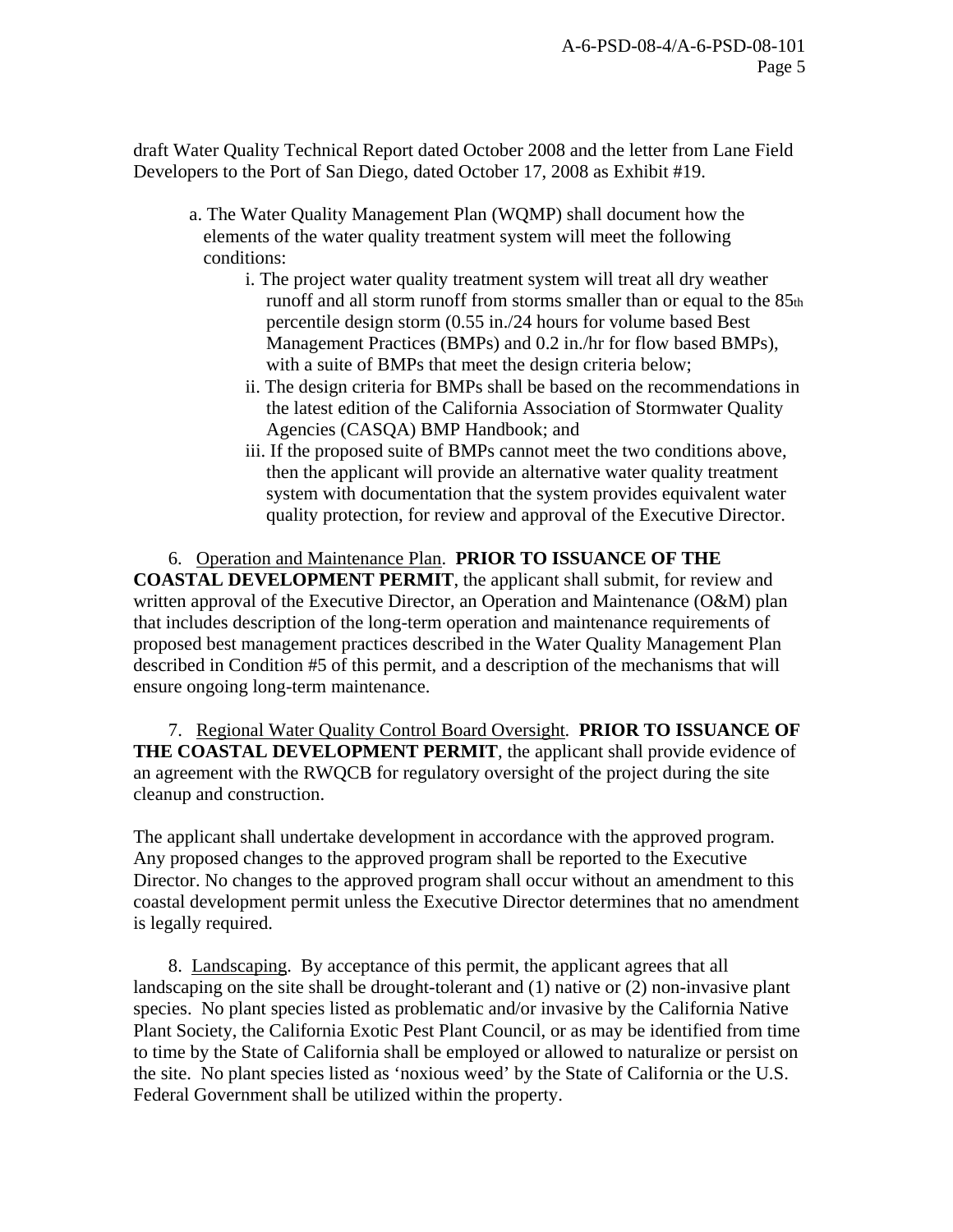draft Water Quality Technical Report dated October 2008 and the letter from Lane Field Developers to the Port of San Diego, dated October 17, 2008 as Exhibit #19.

a. The Water Quality Management Plan (WQMP) shall document how the elements of the water quality treatment system will meet the following conditions:

i. The project water quality treatment system will treat all dry weather runoff and all storm runoff from storms smaller than or equal to the 85th percentile design storm (0.55 in./24 hours for volume based Best Management Practices (BMPs) and 0.2 in./hr for flow based BMPs), with a suite of BMPs that meet the design criteria below;

ii. The design criteria for BMPs shall be based on the recommendations in the latest edition of the California Association of Stormwater Quality Agencies (CASQA) BMP Handbook; and

iii. If the proposed suite of BMPs cannot meet the two conditions above, then the applicant will provide an alternative water quality treatment system with documentation that the system provides equivalent water quality protection, for review and approval of the Executive Director.

6. Operation and Maintenance Plan. **PRIOR TO ISSUANCE OF THE COASTAL DEVELOPMENT PERMIT**, the applicant shall submit, for review and written approval of the Executive Director, an Operation and Maintenance (O&M) plan that includes description of the long-term operation and maintenance requirements of proposed best management practices described in the Water Quality Management Plan described in Condition #5 of this permit, and a description of the mechanisms that will ensure ongoing long-term maintenance.

7. Regional Water Quality Control Board Oversight. **PRIOR TO ISSUANCE OF THE COASTAL DEVELOPMENT PERMIT**, the applicant shall provide evidence of an agreement with the RWQCB for regulatory oversight of the project during the site cleanup and construction.

The applicant shall undertake development in accordance with the approved program. Any proposed changes to the approved program shall be reported to the Executive Director. No changes to the approved program shall occur without an amendment to this coastal development permit unless the Executive Director determines that no amendment is legally required.

8. Landscaping. By acceptance of this permit, the applicant agrees that all landscaping on the site shall be drought-tolerant and (1) native or (2) non-invasive plant species. No plant species listed as problematic and/or invasive by the California Native Plant Society, the California Exotic Pest Plant Council, or as may be identified from time to time by the State of California shall be employed or allowed to naturalize or persist on the site. No plant species listed as 'noxious weed' by the State of California or the U.S. Federal Government shall be utilized within the property.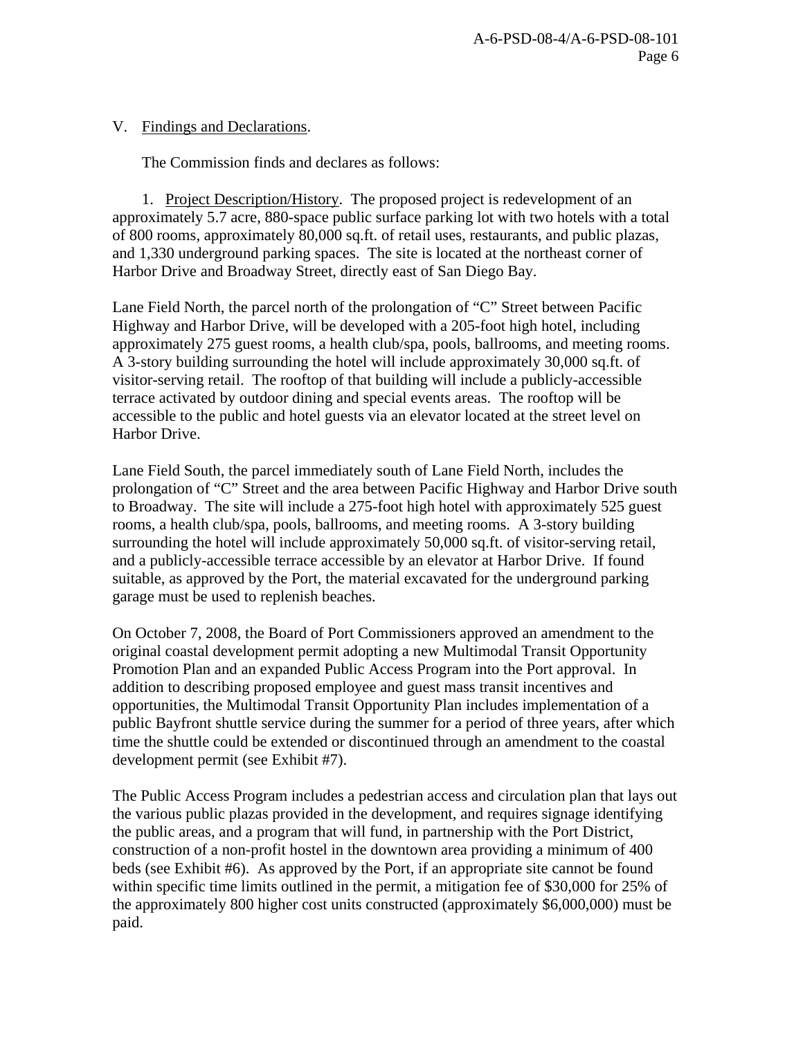V. Findings and Declarations.

The Commission finds and declares as follows:

1. Project Description/History. The proposed project is redevelopment of an approximately 5.7 acre, 880-space public surface parking lot with two hotels with a total of 800 rooms, approximately 80,000 sq.ft. of retail uses, restaurants, and public plazas, and 1,330 underground parking spaces. The site is located at the northeast corner of Harbor Drive and Broadway Street, directly east of San Diego Bay.

Lane Field North, the parcel north of the prolongation of "C" Street between Pacific Highway and Harbor Drive, will be developed with a 205-foot high hotel, including approximately 275 guest rooms, a health club/spa, pools, ballrooms, and meeting rooms. A 3-story building surrounding the hotel will include approximately 30,000 sq.ft. of visitor-serving retail. The rooftop of that building will include a publicly-accessible terrace activated by outdoor dining and special events areas. The rooftop will be accessible to the public and hotel guests via an elevator located at the street level on Harbor Drive.

Lane Field South, the parcel immediately south of Lane Field North, includes the prolongation of "C" Street and the area between Pacific Highway and Harbor Drive south to Broadway. The site will include a 275-foot high hotel with approximately 525 guest rooms, a health club/spa, pools, ballrooms, and meeting rooms. A 3-story building surrounding the hotel will include approximately 50,000 sq.ft. of visitor-serving retail, and a publicly-accessible terrace accessible by an elevator at Harbor Drive. If found suitable, as approved by the Port, the material excavated for the underground parking garage must be used to replenish beaches.

On October 7, 2008, the Board of Port Commissioners approved an amendment to the original coastal development permit adopting a new Multimodal Transit Opportunity Promotion Plan and an expanded Public Access Program into the Port approval. In addition to describing proposed employee and guest mass transit incentives and opportunities, the Multimodal Transit Opportunity Plan includes implementation of a public Bayfront shuttle service during the summer for a period of three years, after which time the shuttle could be extended or discontinued through an amendment to the coastal development permit (see Exhibit #7).

The Public Access Program includes a pedestrian access and circulation plan that lays out the various public plazas provided in the development, and requires signage identifying the public areas, and a program that will fund, in partnership with the Port District, construction of a non-profit hostel in the downtown area providing a minimum of 400 beds (see Exhibit #6). As approved by the Port, if an appropriate site cannot be found within specific time limits outlined in the permit, a mitigation fee of $30,000 for 25% of the approximately 800 higher cost units constructed (approximately $6,000,000) must be paid.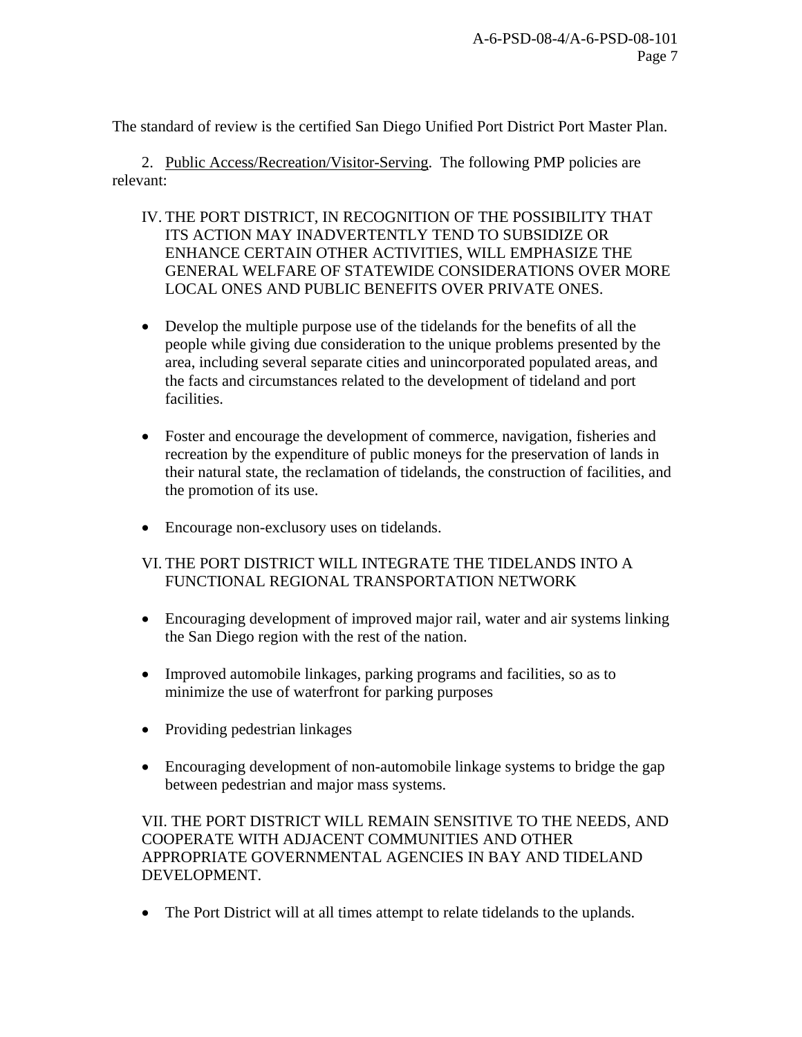The standard of review is the certified San Diego Unified Port District Port Master Plan.

2. Public Access/Recreation/Visitor-Serving. The following PMP policies are relevant:

IV. THE PORT DISTRICT, IN RECOGNITION OF THE POSSIBILITY THAT ITS ACTION MAY INADVERTENTLY TEND TO SUBSIDIZE OR ENHANCE CERTAIN OTHER ACTIVITIES, WILL EMPHASIZE THE GENERAL WELFARE OF STATEWIDE CONSIDERATIONS OVER MORE LOCAL ONES AND PUBLIC BENEFITS OVER PRIVATE ONES.

- Develop the multiple purpose use of the tidelands for the benefits of all the people while giving due consideration to the unique problems presented by the area, including several separate cities and unincorporated populated areas, and the facts and circumstances related to the development of tideland and port facilities.

- Foster and encourage the development of commerce, navigation, fisheries and recreation by the expenditure of public moneys for the preservation of lands in their natural state, the reclamation of tidelands, the construction of facilities, and the promotion of its use.

- Encourage non-exclusory uses on tidelands.

VI. THE PORT DISTRICT WILL INTEGRATE THE TIDELANDS INTO A FUNCTIONAL REGIONAL TRANSPORTATION NETWORK

- Encouraging development of improved major rail, water and air systems linking the San Diego region with the rest of the nation.

- Improved automobile linkages, parking programs and facilities, so as to minimize the use of waterfront for parking purposes

- Providing pedestrian linkages

- Encouraging development of non-automobile linkage systems to bridge the gap between pedestrian and major mass systems.

VII. THE PORT DISTRICT WILL REMAIN SENSITIVE TO THE NEEDS, AND COOPERATE WITH ADJACENT COMMUNITIES AND OTHER APPROPRIATE GOVERNMENTAL AGENCIES IN BAY AND TIDELAND DEVELOPMENT.

- The Port District will at all times attempt to relate tidelands to the uplands.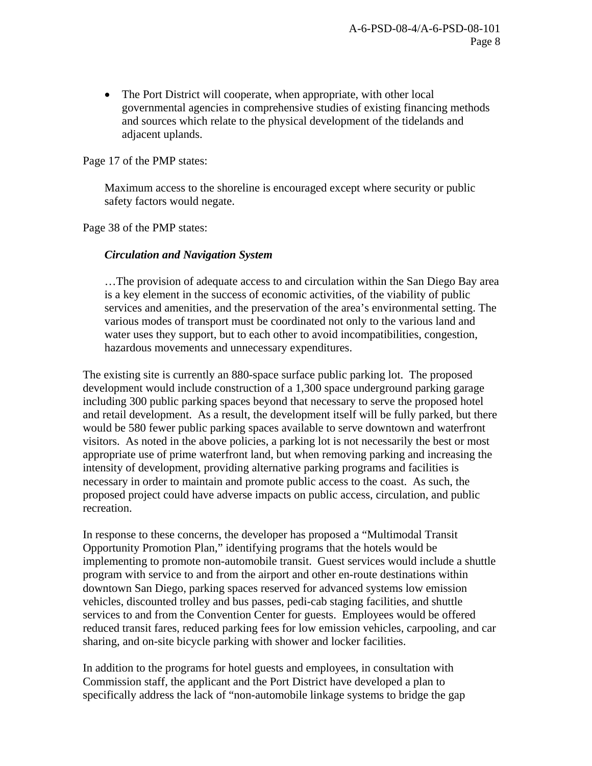- The Port District will cooperate, when appropriate, with other local governmental agencies in comprehensive studies of existing financing methods and sources which relate to the physical development of the tidelands and adjacent uplands.

Page 17 of the PMP states:

> Maximum access to the shoreline is encouraged except where security or public safety factors would negate.

Page 38 of the PMP states:

> ***Circulation and Navigation System***
>
> …The provision of adequate access to and circulation within the San Diego Bay area is a key element in the success of economic activities, of the viability of public services and amenities, and the preservation of the area's environmental setting. The various modes of transport must be coordinated not only to the various land and water uses they support, but to each other to avoid incompatibilities, congestion, hazardous movements and unnecessary expenditures.

The existing site is currently an 880-space surface public parking lot. The proposed development would include construction of a 1,300 space underground parking garage including 300 public parking spaces beyond that necessary to serve the proposed hotel and retail development. As a result, the development itself will be fully parked, but there would be 580 fewer public parking spaces available to serve downtown and waterfront visitors. As noted in the above policies, a parking lot is not necessarily the best or most appropriate use of prime waterfront land, but when removing parking and increasing the intensity of development, providing alternative parking programs and facilities is necessary in order to maintain and promote public access to the coast. As such, the proposed project could have adverse impacts on public access, circulation, and public recreation.

In response to these concerns, the developer has proposed a "Multimodal Transit Opportunity Promotion Plan," identifying programs that the hotels would be implementing to promote non-automobile transit. Guest services would include a shuttle program with service to and from the airport and other en-route destinations within downtown San Diego, parking spaces reserved for advanced systems low emission vehicles, discounted trolley and bus passes, pedi-cab staging facilities, and shuttle services to and from the Convention Center for guests. Employees would be offered reduced transit fares, reduced parking fees for low emission vehicles, carpooling, and car sharing, and on-site bicycle parking with shower and locker facilities.

In addition to the programs for hotel guests and employees, in consultation with Commission staff, the applicant and the Port District have developed a plan to specifically address the lack of "non-automobile linkage systems to bridge the gap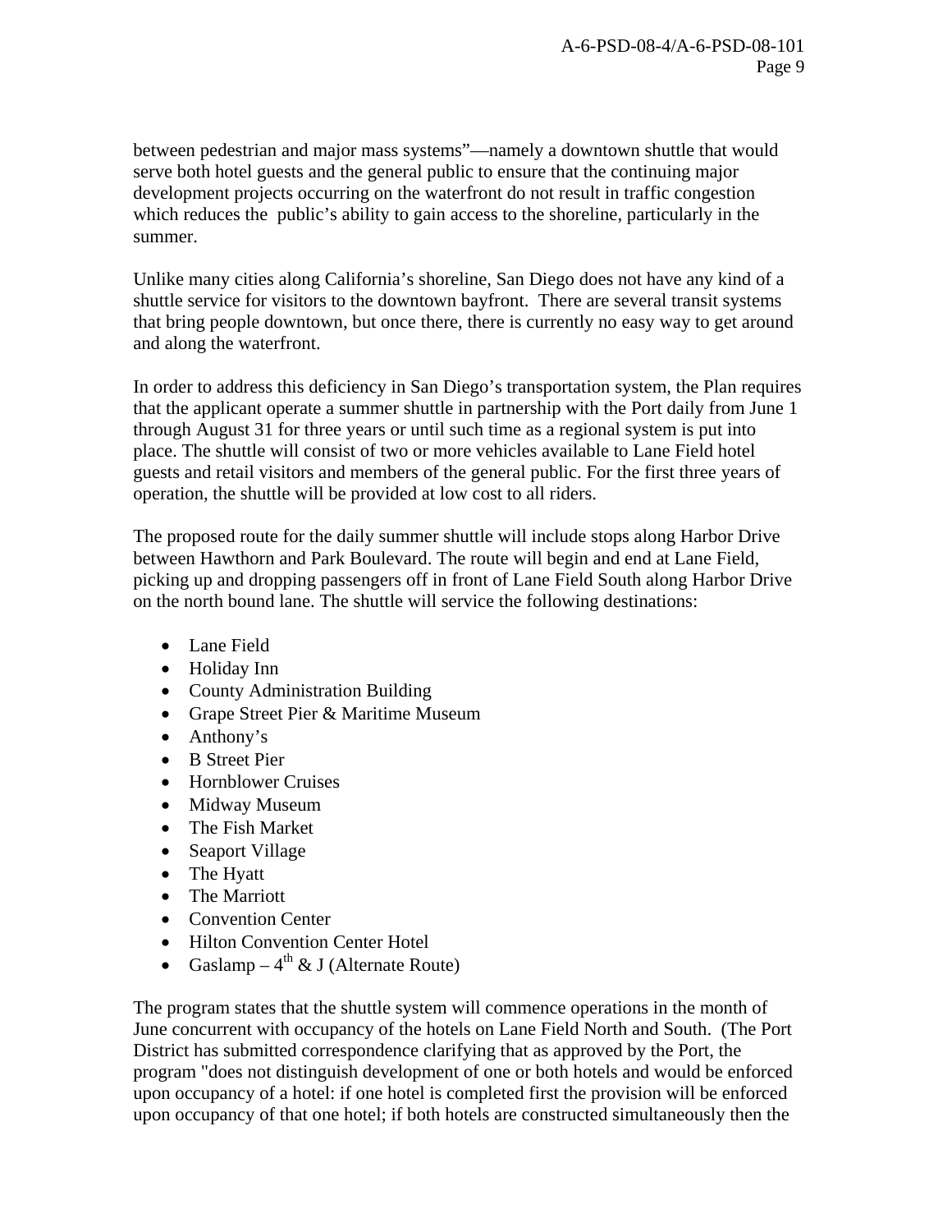between pedestrian and major mass systems"—namely a downtown shuttle that would serve both hotel guests and the general public to ensure that the continuing major development projects occurring on the waterfront do not result in traffic congestion which reduces the public's ability to gain access to the shoreline, particularly in the summer.

Unlike many cities along California's shoreline, San Diego does not have any kind of a shuttle service for visitors to the downtown bayfront. There are several transit systems that bring people downtown, but once there, there is currently no easy way to get around and along the waterfront.

In order to address this deficiency in San Diego's transportation system, the Plan requires that the applicant operate a summer shuttle in partnership with the Port daily from June 1 through August 31 for three years or until such time as a regional system is put into place. The shuttle will consist of two or more vehicles available to Lane Field hotel guests and retail visitors and members of the general public. For the first three years of operation, the shuttle will be provided at low cost to all riders.

The proposed route for the daily summer shuttle will include stops along Harbor Drive between Hawthorn and Park Boulevard. The route will begin and end at Lane Field, picking up and dropping passengers off in front of Lane Field South along Harbor Drive on the north bound lane. The shuttle will service the following destinations:

- Lane Field
- Holiday Inn
- County Administration Building
- Grape Street Pier & Maritime Museum
- Anthony's
- B Street Pier
- Hornblower Cruises
- Midway Museum
- The Fish Market
- Seaport Village
- The Hyatt
- The Marriott
- Convention Center
- Hilton Convention Center Hotel
- Gaslamp – 4th & J (Alternate Route)

The program states that the shuttle system will commence operations in the month of June concurrent with occupancy of the hotels on Lane Field North and South. (The Port District has submitted correspondence clarifying that as approved by the Port, the program "does not distinguish development of one or both hotels and would be enforced upon occupancy of a hotel: if one hotel is completed first the provision will be enforced upon occupancy of that one hotel; if both hotels are constructed simultaneously then the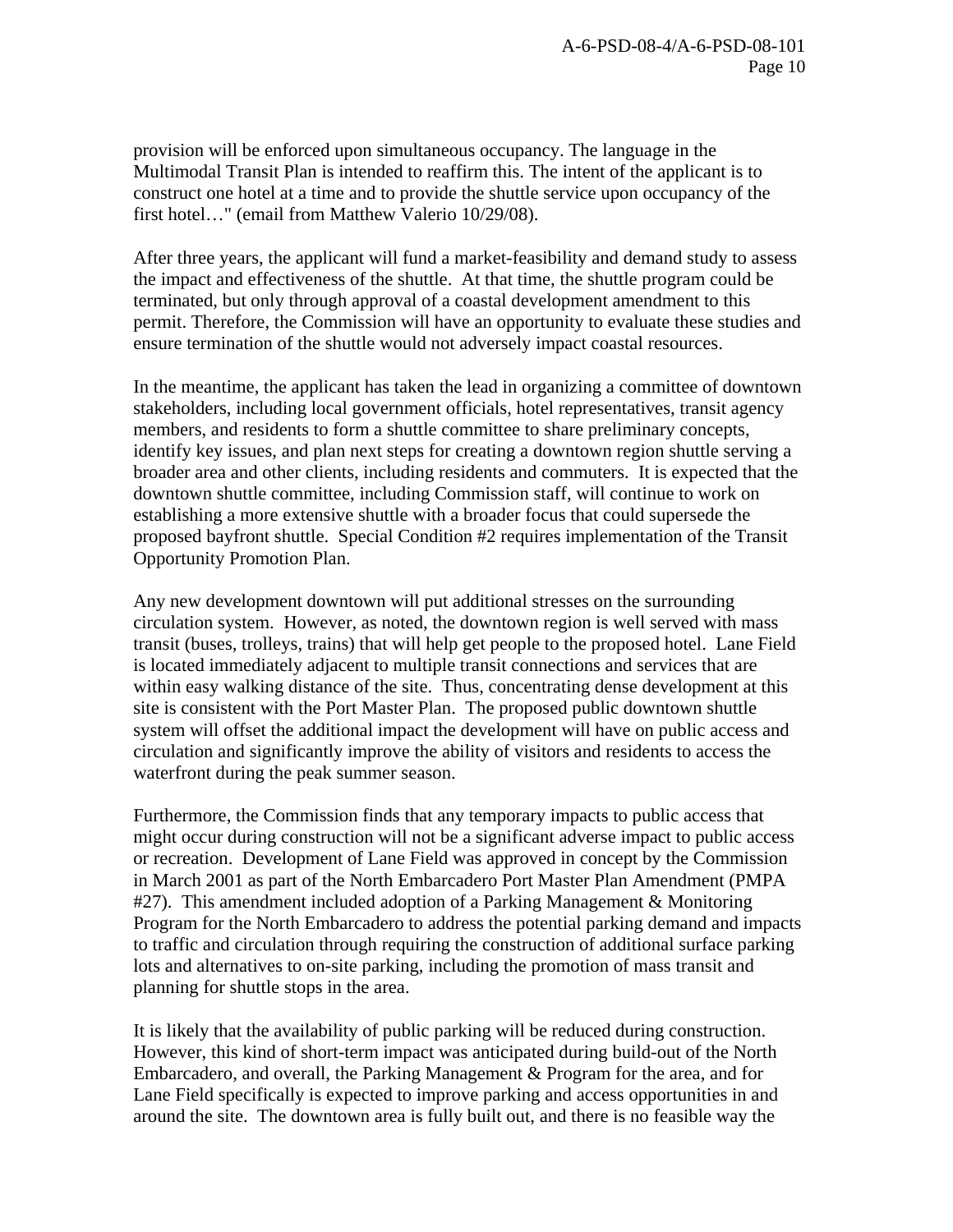provision will be enforced upon simultaneous occupancy. The language in the Multimodal Transit Plan is intended to reaffirm this. The intent of the applicant is to construct one hotel at a time and to provide the shuttle service upon occupancy of the first hotel…" (email from Matthew Valerio 10/29/08).

After three years, the applicant will fund a market-feasibility and demand study to assess the impact and effectiveness of the shuttle. At that time, the shuttle program could be terminated, but only through approval of a coastal development amendment to this permit. Therefore, the Commission will have an opportunity to evaluate these studies and ensure termination of the shuttle would not adversely impact coastal resources.

In the meantime, the applicant has taken the lead in organizing a committee of downtown stakeholders, including local government officials, hotel representatives, transit agency members, and residents to form a shuttle committee to share preliminary concepts, identify key issues, and plan next steps for creating a downtown region shuttle serving a broader area and other clients, including residents and commuters. It is expected that the downtown shuttle committee, including Commission staff, will continue to work on establishing a more extensive shuttle with a broader focus that could supersede the proposed bayfront shuttle. Special Condition #2 requires implementation of the Transit Opportunity Promotion Plan.

Any new development downtown will put additional stresses on the surrounding circulation system. However, as noted, the downtown region is well served with mass transit (buses, trolleys, trains) that will help get people to the proposed hotel. Lane Field is located immediately adjacent to multiple transit connections and services that are within easy walking distance of the site. Thus, concentrating dense development at this site is consistent with the Port Master Plan. The proposed public downtown shuttle system will offset the additional impact the development will have on public access and circulation and significantly improve the ability of visitors and residents to access the waterfront during the peak summer season.

Furthermore, the Commission finds that any temporary impacts to public access that might occur during construction will not be a significant adverse impact to public access or recreation. Development of Lane Field was approved in concept by the Commission in March 2001 as part of the North Embarcadero Port Master Plan Amendment (PMPA #27). This amendment included adoption of a Parking Management & Monitoring Program for the North Embarcadero to address the potential parking demand and impacts to traffic and circulation through requiring the construction of additional surface parking lots and alternatives to on-site parking, including the promotion of mass transit and planning for shuttle stops in the area.

It is likely that the availability of public parking will be reduced during construction. However, this kind of short-term impact was anticipated during build-out of the North Embarcadero, and overall, the Parking Management & Program for the area, and for Lane Field specifically is expected to improve parking and access opportunities in and around the site. The downtown area is fully built out, and there is no feasible way the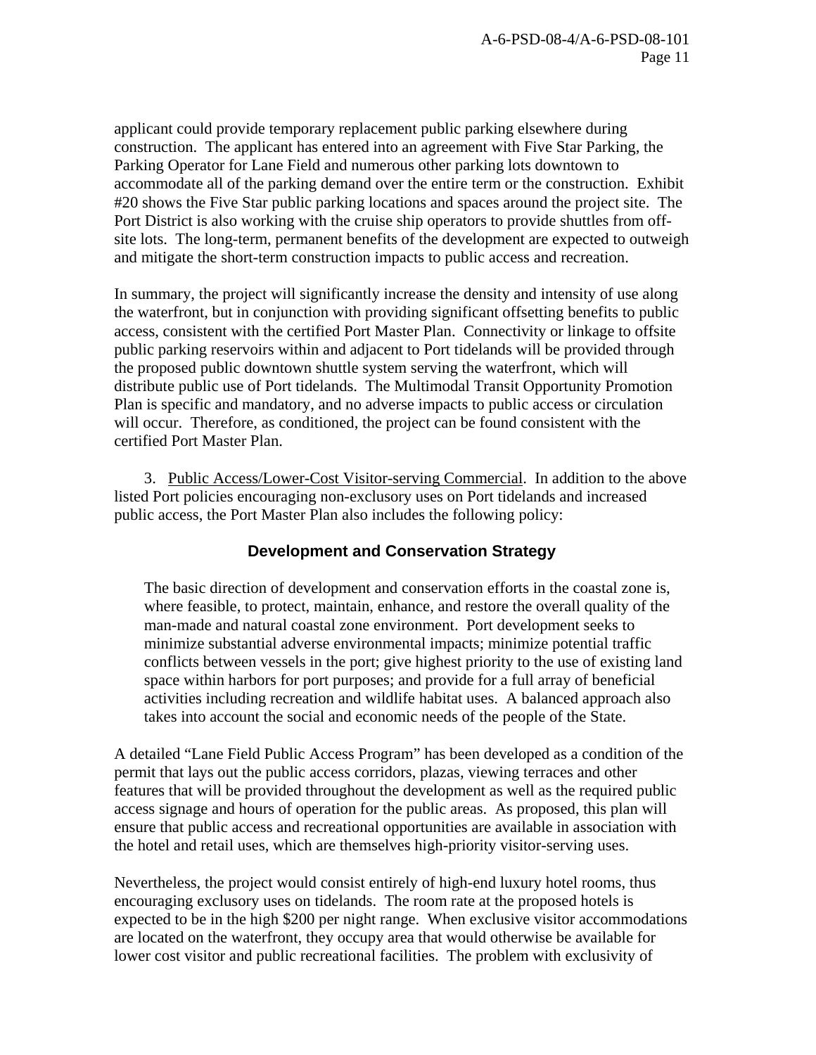applicant could provide temporary replacement public parking elsewhere during construction. The applicant has entered into an agreement with Five Star Parking, the Parking Operator for Lane Field and numerous other parking lots downtown to accommodate all of the parking demand over the entire term or the construction. Exhibit #20 shows the Five Star public parking locations and spaces around the project site. The Port District is also working with the cruise ship operators to provide shuttles from off-site lots. The long-term, permanent benefits of the development are expected to outweigh and mitigate the short-term construction impacts to public access and recreation.

In summary, the project will significantly increase the density and intensity of use along the waterfront, but in conjunction with providing significant offsetting benefits to public access, consistent with the certified Port Master Plan. Connectivity or linkage to offsite public parking reservoirs within and adjacent to Port tidelands will be provided through the proposed public downtown shuttle system serving the waterfront, which will distribute public use of Port tidelands. The Multimodal Transit Opportunity Promotion Plan is specific and mandatory, and no adverse impacts to public access or circulation will occur. Therefore, as conditioned, the project can be found consistent with the certified Port Master Plan.

3. Public Access/Lower-Cost Visitor-serving Commercial. In addition to the above listed Port policies encouraging non-exclusory uses on Port tidelands and increased public access, the Port Master Plan also includes the following policy:

**Development and Conservation Strategy**

> The basic direction of development and conservation efforts in the coastal zone is, where feasible, to protect, maintain, enhance, and restore the overall quality of the man-made and natural coastal zone environment. Port development seeks to minimize substantial adverse environmental impacts; minimize potential traffic conflicts between vessels in the port; give highest priority to the use of existing land space within harbors for port purposes; and provide for a full array of beneficial activities including recreation and wildlife habitat uses. A balanced approach also takes into account the social and economic needs of the people of the State.

A detailed "Lane Field Public Access Program" has been developed as a condition of the permit that lays out the public access corridors, plazas, viewing terraces and other features that will be provided throughout the development as well as the required public access signage and hours of operation for the public areas. As proposed, this plan will ensure that public access and recreational opportunities are available in association with the hotel and retail uses, which are themselves high-priority visitor-serving uses.

Nevertheless, the project would consist entirely of high-end luxury hotel rooms, thus encouraging exclusory uses on tidelands. The room rate at the proposed hotels is expected to be in the high $200 per night range. When exclusive visitor accommodations are located on the waterfront, they occupy area that would otherwise be available for lower cost visitor and public recreational facilities. The problem with exclusivity of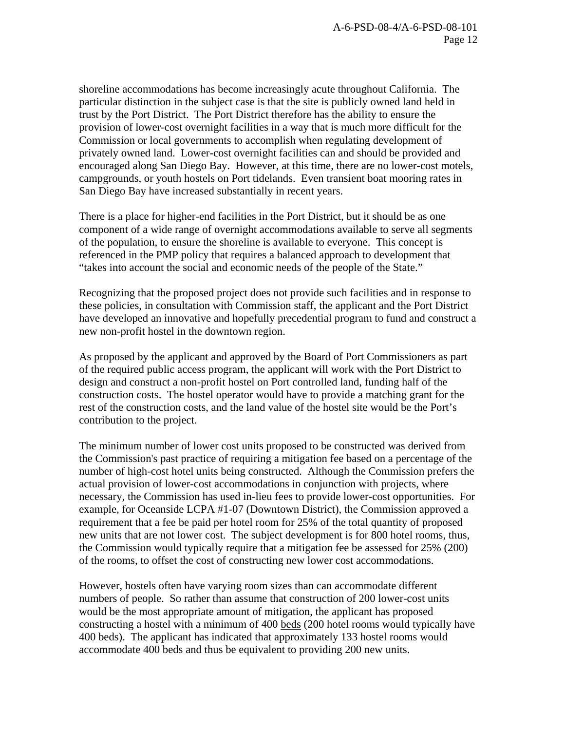shoreline accommodations has become increasingly acute throughout California. The particular distinction in the subject case is that the site is publicly owned land held in trust by the Port District. The Port District therefore has the ability to ensure the provision of lower-cost overnight facilities in a way that is much more difficult for the Commission or local governments to accomplish when regulating development of privately owned land. Lower-cost overnight facilities can and should be provided and encouraged along San Diego Bay. However, at this time, there are no lower-cost motels, campgrounds, or youth hostels on Port tidelands. Even transient boat mooring rates in San Diego Bay have increased substantially in recent years.

There is a place for higher-end facilities in the Port District, but it should be as one component of a wide range of overnight accommodations available to serve all segments of the population, to ensure the shoreline is available to everyone. This concept is referenced in the PMP policy that requires a balanced approach to development that "takes into account the social and economic needs of the people of the State."

Recognizing that the proposed project does not provide such facilities and in response to these policies, in consultation with Commission staff, the applicant and the Port District have developed an innovative and hopefully precedential program to fund and construct a new non-profit hostel in the downtown region.

As proposed by the applicant and approved by the Board of Port Commissioners as part of the required public access program, the applicant will work with the Port District to design and construct a non-profit hostel on Port controlled land, funding half of the construction costs. The hostel operator would have to provide a matching grant for the rest of the construction costs, and the land value of the hostel site would be the Port's contribution to the project.

The minimum number of lower cost units proposed to be constructed was derived from the Commission's past practice of requiring a mitigation fee based on a percentage of the number of high-cost hotel units being constructed. Although the Commission prefers the actual provision of lower-cost accommodations in conjunction with projects, where necessary, the Commission has used in-lieu fees to provide lower-cost opportunities. For example, for Oceanside LCPA #1-07 (Downtown District), the Commission approved a requirement that a fee be paid per hotel room for 25% of the total quantity of proposed new units that are not lower cost. The subject development is for 800 hotel rooms, thus, the Commission would typically require that a mitigation fee be assessed for 25% (200) of the rooms, to offset the cost of constructing new lower cost accommodations.

However, hostels often have varying room sizes than can accommodate different numbers of people. So rather than assume that construction of 200 lower-cost units would be the most appropriate amount of mitigation, the applicant has proposed constructing a hostel with a minimum of 400 <u>beds</u> (200 hotel rooms would typically have 400 beds). The applicant has indicated that approximately 133 hostel rooms would accommodate 400 beds and thus be equivalent to providing 200 new units.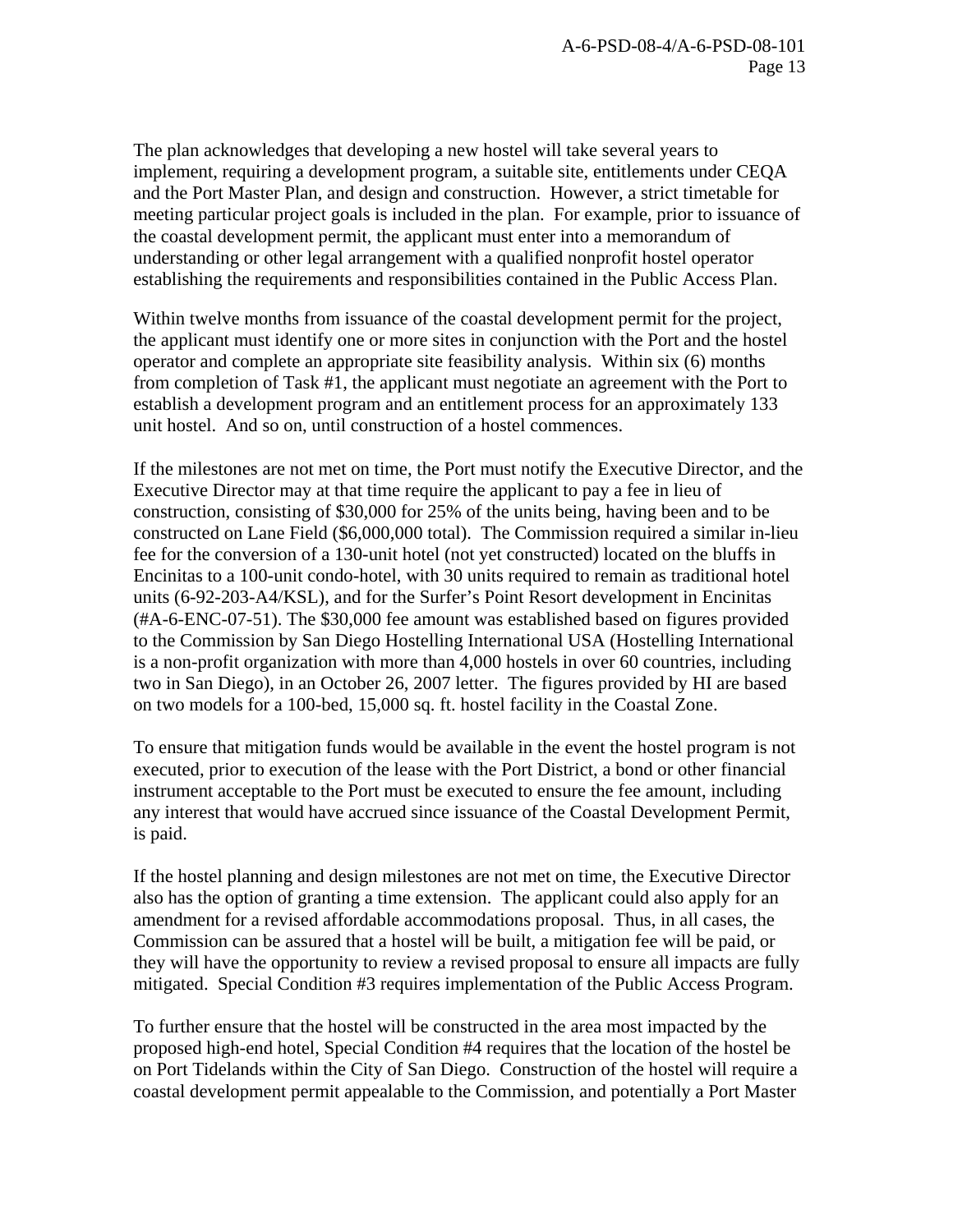The plan acknowledges that developing a new hostel will take several years to implement, requiring a development program, a suitable site, entitlements under CEQA and the Port Master Plan, and design and construction. However, a strict timetable for meeting particular project goals is included in the plan. For example, prior to issuance of the coastal development permit, the applicant must enter into a memorandum of understanding or other legal arrangement with a qualified nonprofit hostel operator establishing the requirements and responsibilities contained in the Public Access Plan.

Within twelve months from issuance of the coastal development permit for the project, the applicant must identify one or more sites in conjunction with the Port and the hostel operator and complete an appropriate site feasibility analysis. Within six (6) months from completion of Task #1, the applicant must negotiate an agreement with the Port to establish a development program and an entitlement process for an approximately 133 unit hostel. And so on, until construction of a hostel commences.

If the milestones are not met on time, the Port must notify the Executive Director, and the Executive Director may at that time require the applicant to pay a fee in lieu of construction, consisting of $30,000 for 25% of the units being, having been and to be constructed on Lane Field ($6,000,000 total). The Commission required a similar in-lieu fee for the conversion of a 130-unit hotel (not yet constructed) located on the bluffs in Encinitas to a 100-unit condo-hotel, with 30 units required to remain as traditional hotel units (6-92-203-A4/KSL), and for the Surfer's Point Resort development in Encinitas (#A-6-ENC-07-51). The $30,000 fee amount was established based on figures provided to the Commission by San Diego Hostelling International USA (Hostelling International is a non-profit organization with more than 4,000 hostels in over 60 countries, including two in San Diego), in an October 26, 2007 letter. The figures provided by HI are based on two models for a 100-bed, 15,000 sq. ft. hostel facility in the Coastal Zone.

To ensure that mitigation funds would be available in the event the hostel program is not executed, prior to execution of the lease with the Port District, a bond or other financial instrument acceptable to the Port must be executed to ensure the fee amount, including any interest that would have accrued since issuance of the Coastal Development Permit, is paid.

If the hostel planning and design milestones are not met on time, the Executive Director also has the option of granting a time extension. The applicant could also apply for an amendment for a revised affordable accommodations proposal. Thus, in all cases, the Commission can be assured that a hostel will be built, a mitigation fee will be paid, or they will have the opportunity to review a revised proposal to ensure all impacts are fully mitigated. Special Condition #3 requires implementation of the Public Access Program.

To further ensure that the hostel will be constructed in the area most impacted by the proposed high-end hotel, Special Condition #4 requires that the location of the hostel be on Port Tidelands within the City of San Diego. Construction of the hostel will require a coastal development permit appealable to the Commission, and potentially a Port Master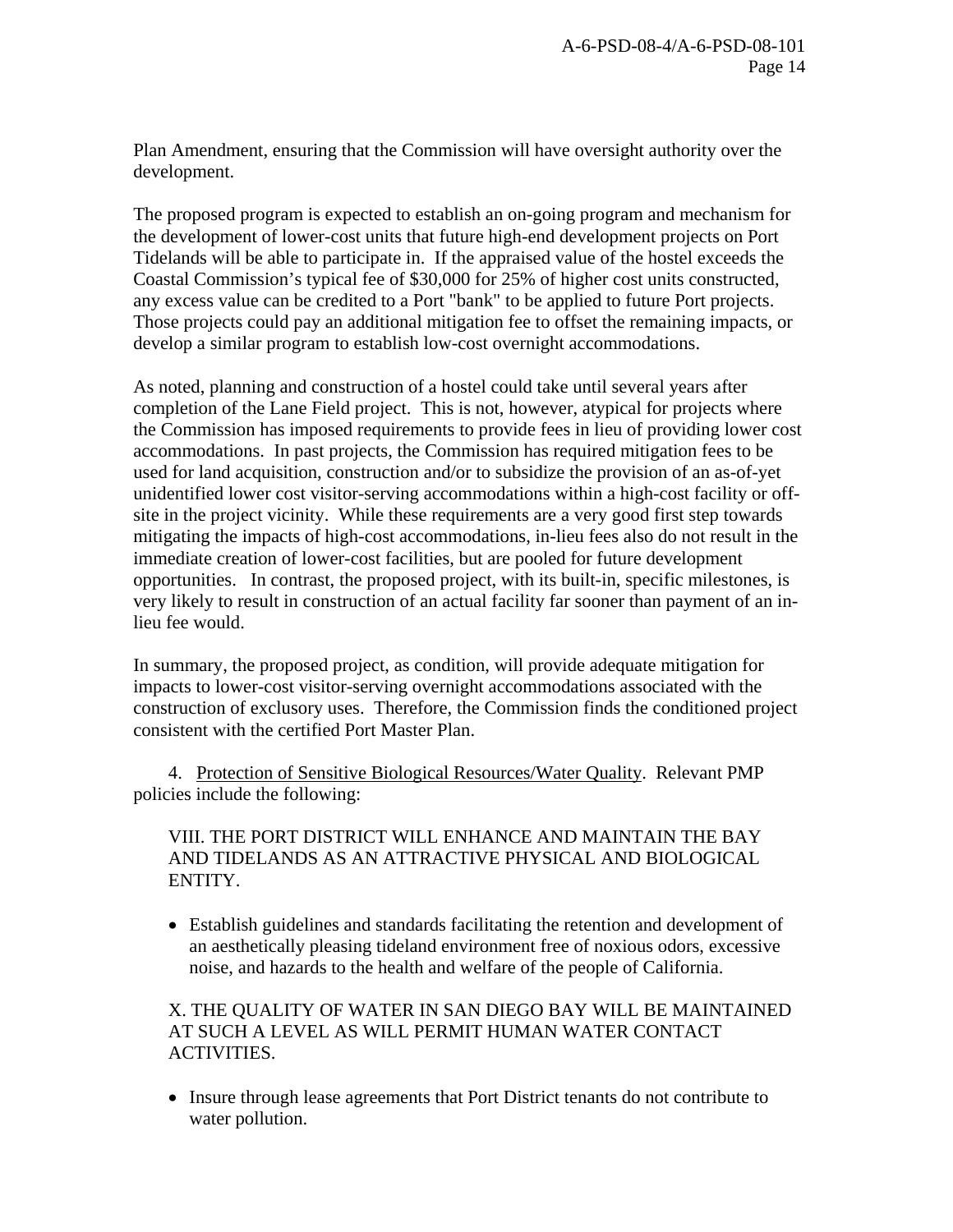Plan Amendment, ensuring that the Commission will have oversight authority over the development.

The proposed program is expected to establish an on-going program and mechanism for the development of lower-cost units that future high-end development projects on Port Tidelands will be able to participate in. If the appraised value of the hostel exceeds the Coastal Commission's typical fee of $30,000 for 25% of higher cost units constructed, any excess value can be credited to a Port "bank" to be applied to future Port projects. Those projects could pay an additional mitigation fee to offset the remaining impacts, or develop a similar program to establish low-cost overnight accommodations.

As noted, planning and construction of a hostel could take until several years after completion of the Lane Field project. This is not, however, atypical for projects where the Commission has imposed requirements to provide fees in lieu of providing lower cost accommodations. In past projects, the Commission has required mitigation fees to be used for land acquisition, construction and/or to subsidize the provision of an as-of-yet unidentified lower cost visitor-serving accommodations within a high-cost facility or off-site in the project vicinity. While these requirements are a very good first step towards mitigating the impacts of high-cost accommodations, in-lieu fees also do not result in the immediate creation of lower-cost facilities, but are pooled for future development opportunities. In contrast, the proposed project, with its built-in, specific milestones, is very likely to result in construction of an actual facility far sooner than payment of an in-lieu fee would.

In summary, the proposed project, as condition, will provide adequate mitigation for impacts to lower-cost visitor-serving overnight accommodations associated with the construction of exclusory uses. Therefore, the Commission finds the conditioned project consistent with the certified Port Master Plan.

4. Protection of Sensitive Biological Resources/Water Quality. Relevant PMP policies include the following:

VIII. THE PORT DISTRICT WILL ENHANCE AND MAINTAIN THE BAY AND TIDELANDS AS AN ATTRACTIVE PHYSICAL AND BIOLOGICAL ENTITY.

- Establish guidelines and standards facilitating the retention and development of an aesthetically pleasing tideland environment free of noxious odors, excessive noise, and hazards to the health and welfare of the people of California.

X. THE QUALITY OF WATER IN SAN DIEGO BAY WILL BE MAINTAINED AT SUCH A LEVEL AS WILL PERMIT HUMAN WATER CONTACT ACTIVITIES.

- Insure through lease agreements that Port District tenants do not contribute to water pollution.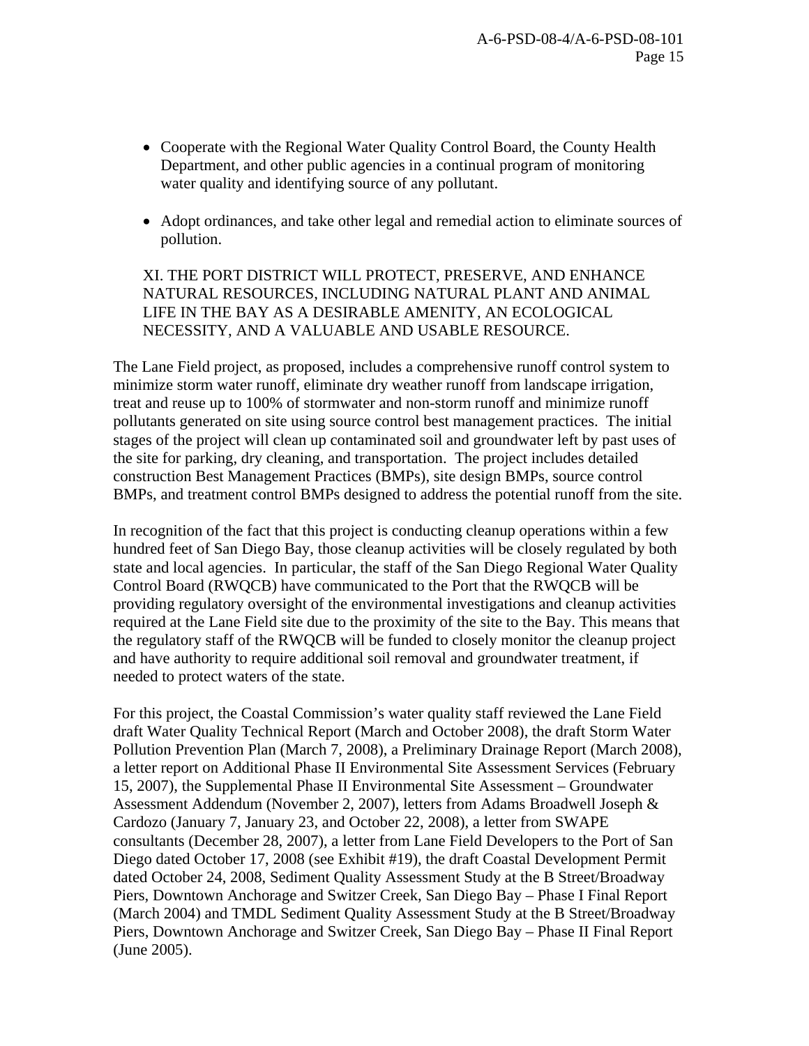- Cooperate with the Regional Water Quality Control Board, the County Health Department, and other public agencies in a continual program of monitoring water quality and identifying source of any pollutant.

- Adopt ordinances, and take other legal and remedial action to eliminate sources of pollution.

XI. THE PORT DISTRICT WILL PROTECT, PRESERVE, AND ENHANCE NATURAL RESOURCES, INCLUDING NATURAL PLANT AND ANIMAL LIFE IN THE BAY AS A DESIRABLE AMENITY, AN ECOLOGICAL NECESSITY, AND A VALUABLE AND USABLE RESOURCE.

The Lane Field project, as proposed, includes a comprehensive runoff control system to minimize storm water runoff, eliminate dry weather runoff from landscape irrigation, treat and reuse up to 100% of stormwater and non-storm runoff and minimize runoff pollutants generated on site using source control best management practices. The initial stages of the project will clean up contaminated soil and groundwater left by past uses of the site for parking, dry cleaning, and transportation. The project includes detailed construction Best Management Practices (BMPs), site design BMPs, source control BMPs, and treatment control BMPs designed to address the potential runoff from the site.

In recognition of the fact that this project is conducting cleanup operations within a few hundred feet of San Diego Bay, those cleanup activities will be closely regulated by both state and local agencies. In particular, the staff of the San Diego Regional Water Quality Control Board (RWQCB) have communicated to the Port that the RWQCB will be providing regulatory oversight of the environmental investigations and cleanup activities required at the Lane Field site due to the proximity of the site to the Bay. This means that the regulatory staff of the RWQCB will be funded to closely monitor the cleanup project and have authority to require additional soil removal and groundwater treatment, if needed to protect waters of the state.

For this project, the Coastal Commission's water quality staff reviewed the Lane Field draft Water Quality Technical Report (March and October 2008), the draft Storm Water Pollution Prevention Plan (March 7, 2008), a Preliminary Drainage Report (March 2008), a letter report on Additional Phase II Environmental Site Assessment Services (February 15, 2007), the Supplemental Phase II Environmental Site Assessment – Groundwater Assessment Addendum (November 2, 2007), letters from Adams Broadwell Joseph & Cardozo (January 7, January 23, and October 22, 2008), a letter from SWAPE consultants (December 28, 2007), a letter from Lane Field Developers to the Port of San Diego dated October 17, 2008 (see Exhibit #19), the draft Coastal Development Permit dated October 24, 2008, Sediment Quality Assessment Study at the B Street/Broadway Piers, Downtown Anchorage and Switzer Creek, San Diego Bay – Phase I Final Report (March 2004) and TMDL Sediment Quality Assessment Study at the B Street/Broadway Piers, Downtown Anchorage and Switzer Creek, San Diego Bay – Phase II Final Report (June 2005).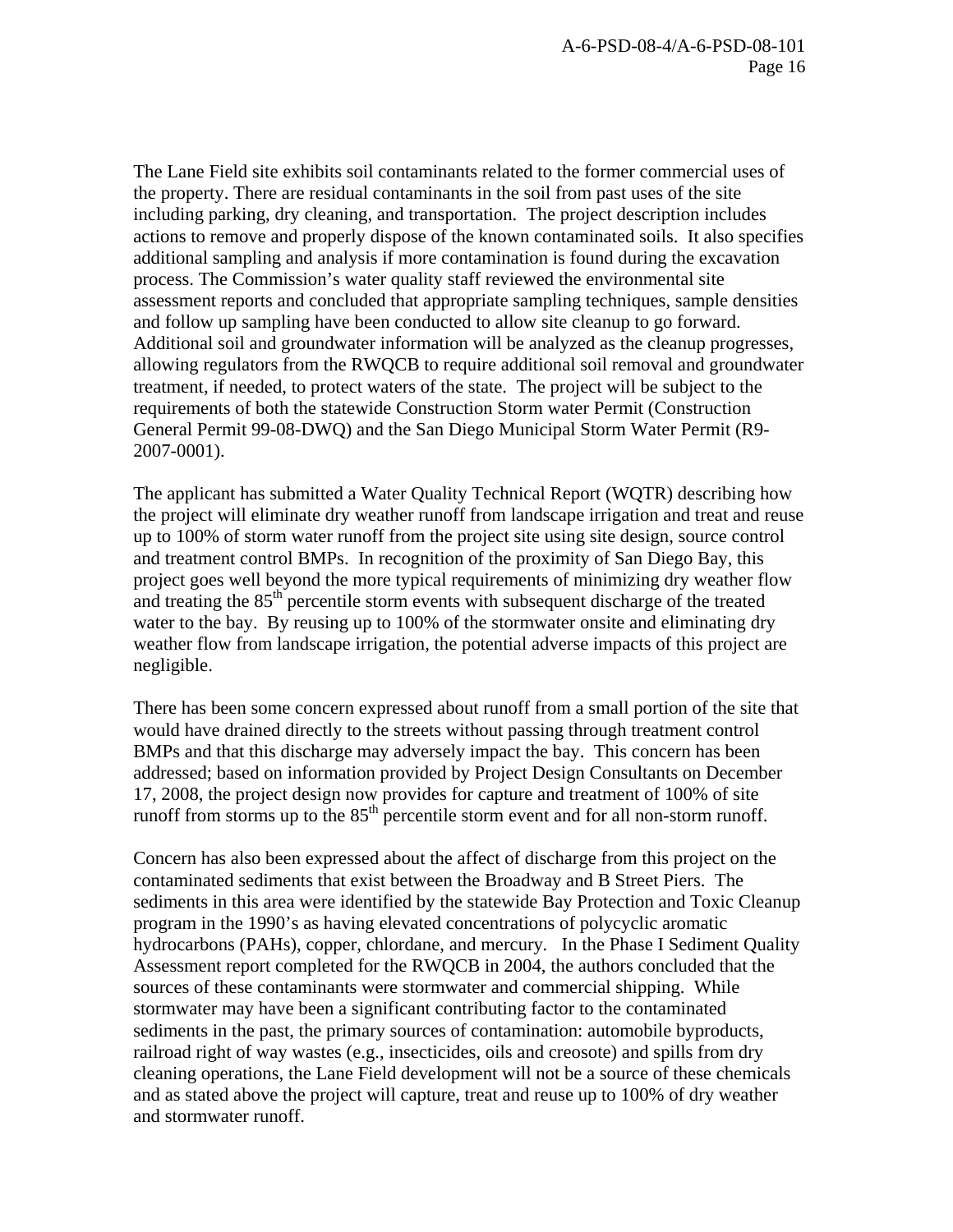The Lane Field site exhibits soil contaminants related to the former commercial uses of the property. There are residual contaminants in the soil from past uses of the site including parking, dry cleaning, and transportation. The project description includes actions to remove and properly dispose of the known contaminated soils. It also specifies additional sampling and analysis if more contamination is found during the excavation process. The Commission's water quality staff reviewed the environmental site assessment reports and concluded that appropriate sampling techniques, sample densities and follow up sampling have been conducted to allow site cleanup to go forward. Additional soil and groundwater information will be analyzed as the cleanup progresses, allowing regulators from the RWQCB to require additional soil removal and groundwater treatment, if needed, to protect waters of the state. The project will be subject to the requirements of both the statewide Construction Storm water Permit (Construction General Permit 99-08-DWQ) and the San Diego Municipal Storm Water Permit (R9-2007-0001).

The applicant has submitted a Water Quality Technical Report (WQTR) describing how the project will eliminate dry weather runoff from landscape irrigation and treat and reuse up to 100% of storm water runoff from the project site using site design, source control and treatment control BMPs. In recognition of the proximity of San Diego Bay, this project goes well beyond the more typical requirements of minimizing dry weather flow and treating the 85$^{th}$ percentile storm events with subsequent discharge of the treated water to the bay. By reusing up to 100% of the stormwater onsite and eliminating dry weather flow from landscape irrigation, the potential adverse impacts of this project are negligible.

There has been some concern expressed about runoff from a small portion of the site that would have drained directly to the streets without passing through treatment control BMPs and that this discharge may adversely impact the bay. This concern has been addressed; based on information provided by Project Design Consultants on December 17, 2008, the project design now provides for capture and treatment of 100% of site runoff from storms up to the 85$^{th}$ percentile storm event and for all non-storm runoff.

Concern has also been expressed about the affect of discharge from this project on the contaminated sediments that exist between the Broadway and B Street Piers. The sediments in this area were identified by the statewide Bay Protection and Toxic Cleanup program in the 1990's as having elevated concentrations of polycyclic aromatic hydrocarbons (PAHs), copper, chlordane, and mercury. In the Phase I Sediment Quality Assessment report completed for the RWQCB in 2004, the authors concluded that the sources of these contaminants were stormwater and commercial shipping. While stormwater may have been a significant contributing factor to the contaminated sediments in the past, the primary sources of contamination: automobile byproducts, railroad right of way wastes (e.g., insecticides, oils and creosote) and spills from dry cleaning operations, the Lane Field development will not be a source of these chemicals and as stated above the project will capture, treat and reuse up to 100% of dry weather and stormwater runoff.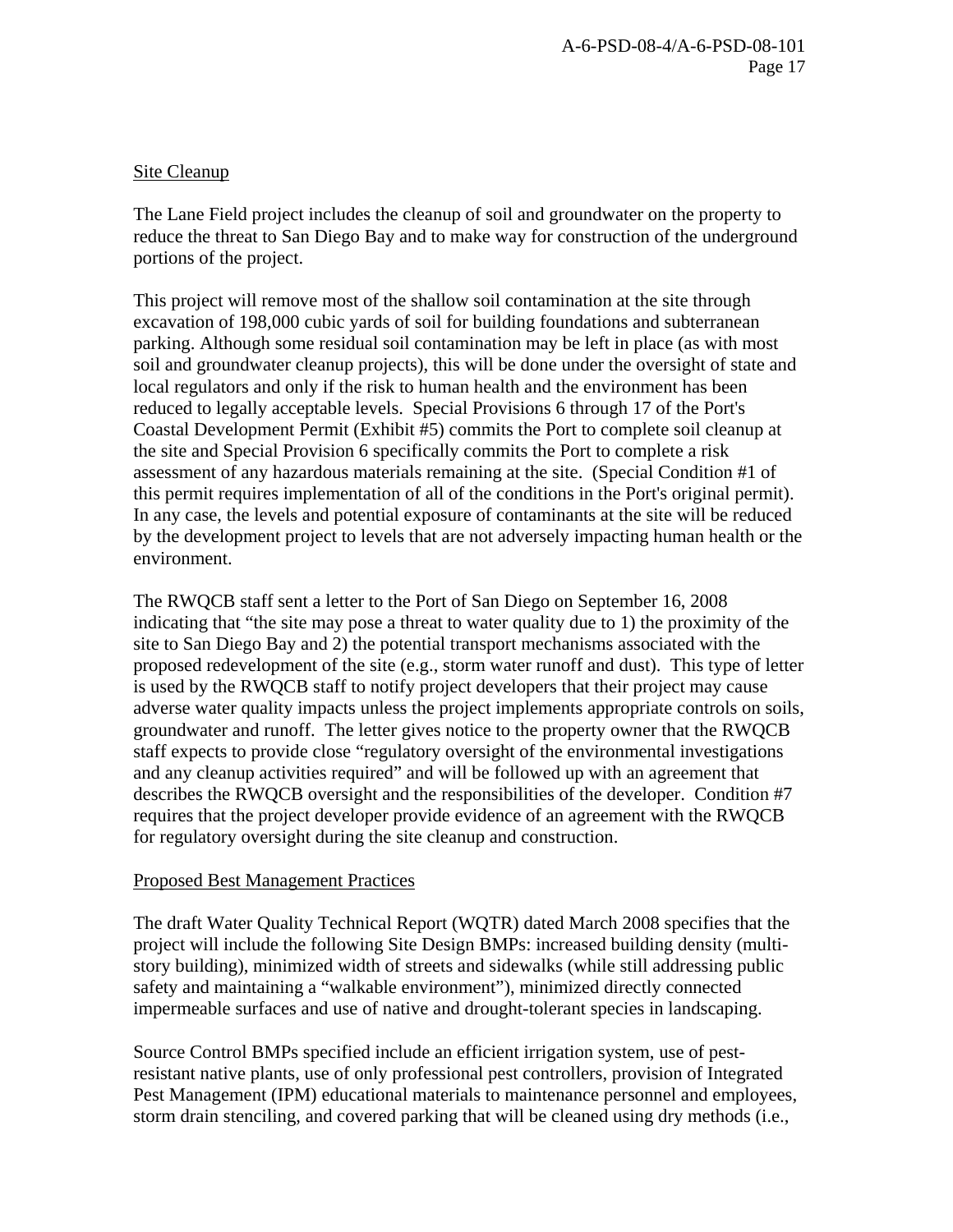Site Cleanup

The Lane Field project includes the cleanup of soil and groundwater on the property to reduce the threat to San Diego Bay and to make way for construction of the underground portions of the project.

This project will remove most of the shallow soil contamination at the site through excavation of 198,000 cubic yards of soil for building foundations and subterranean parking. Although some residual soil contamination may be left in place (as with most soil and groundwater cleanup projects), this will be done under the oversight of state and local regulators and only if the risk to human health and the environment has been reduced to legally acceptable levels. Special Provisions 6 through 17 of the Port's Coastal Development Permit (Exhibit #5) commits the Port to complete soil cleanup at the site and Special Provision 6 specifically commits the Port to complete a risk assessment of any hazardous materials remaining at the site. (Special Condition #1 of this permit requires implementation of all of the conditions in the Port's original permit). In any case, the levels and potential exposure of contaminants at the site will be reduced by the development project to levels that are not adversely impacting human health or the environment.

The RWQCB staff sent a letter to the Port of San Diego on September 16, 2008 indicating that "the site may pose a threat to water quality due to 1) the proximity of the site to San Diego Bay and 2) the potential transport mechanisms associated with the proposed redevelopment of the site (e.g., storm water runoff and dust). This type of letter is used by the RWQCB staff to notify project developers that their project may cause adverse water quality impacts unless the project implements appropriate controls on soils, groundwater and runoff. The letter gives notice to the property owner that the RWQCB staff expects to provide close "regulatory oversight of the environmental investigations and any cleanup activities required" and will be followed up with an agreement that describes the RWQCB oversight and the responsibilities of the developer. Condition #7 requires that the project developer provide evidence of an agreement with the RWQCB for regulatory oversight during the site cleanup and construction.

Proposed Best Management Practices

The draft Water Quality Technical Report (WQTR) dated March 2008 specifies that the project will include the following Site Design BMPs: increased building density (multi-story building), minimized width of streets and sidewalks (while still addressing public safety and maintaining a "walkable environment"), minimized directly connected impermeable surfaces and use of native and drought-tolerant species in landscaping.

Source Control BMPs specified include an efficient irrigation system, use of pest-resistant native plants, use of only professional pest controllers, provision of Integrated Pest Management (IPM) educational materials to maintenance personnel and employees, storm drain stenciling, and covered parking that will be cleaned using dry methods (i.e.,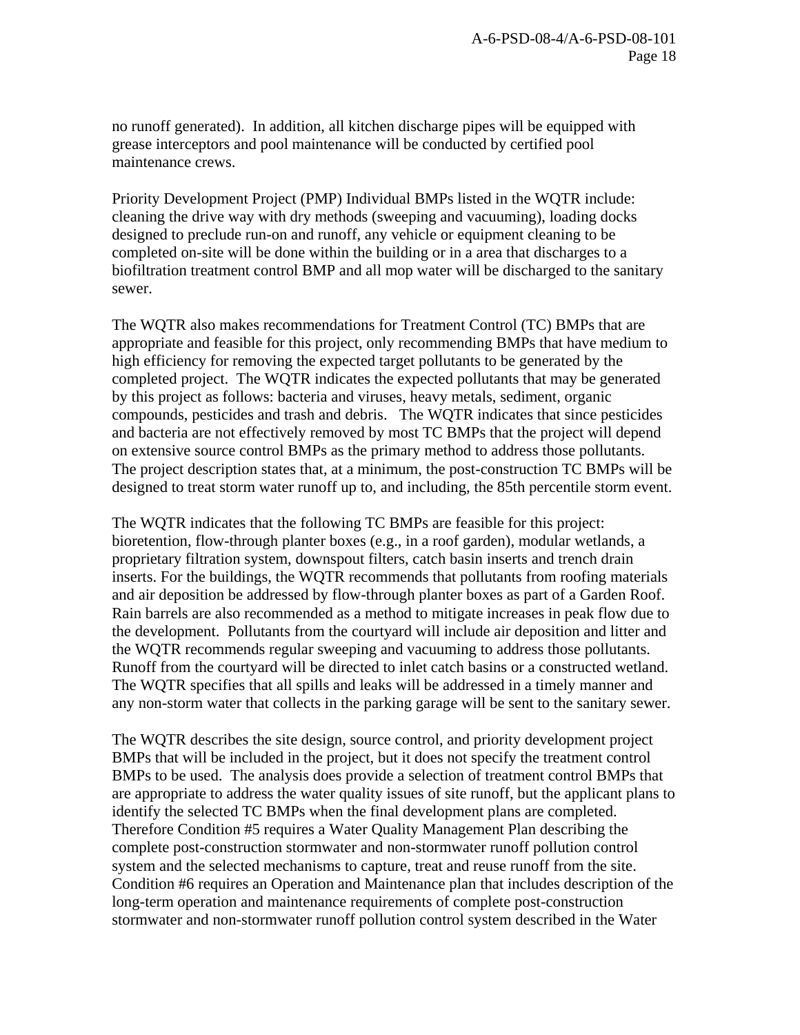no runoff generated). In addition, all kitchen discharge pipes will be equipped with grease interceptors and pool maintenance will be conducted by certified pool maintenance crews.

Priority Development Project (PMP) Individual BMPs listed in the WQTR include: cleaning the drive way with dry methods (sweeping and vacuuming), loading docks designed to preclude run-on and runoff, any vehicle or equipment cleaning to be completed on-site will be done within the building or in a area that discharges to a biofiltration treatment control BMP and all mop water will be discharged to the sanitary sewer.

The WQTR also makes recommendations for Treatment Control (TC) BMPs that are appropriate and feasible for this project, only recommending BMPs that have medium to high efficiency for removing the expected target pollutants to be generated by the completed project. The WQTR indicates the expected pollutants that may be generated by this project as follows: bacteria and viruses, heavy metals, sediment, organic compounds, pesticides and trash and debris. The WQTR indicates that since pesticides and bacteria are not effectively removed by most TC BMPs that the project will depend on extensive source control BMPs as the primary method to address those pollutants. The project description states that, at a minimum, the post-construction TC BMPs will be designed to treat storm water runoff up to, and including, the 85th percentile storm event.

The WQTR indicates that the following TC BMPs are feasible for this project: bioretention, flow-through planter boxes (e.g., in a roof garden), modular wetlands, a proprietary filtration system, downspout filters, catch basin inserts and trench drain inserts. For the buildings, the WQTR recommends that pollutants from roofing materials and air deposition be addressed by flow-through planter boxes as part of a Garden Roof. Rain barrels are also recommended as a method to mitigate increases in peak flow due to the development. Pollutants from the courtyard will include air deposition and litter and the WQTR recommends regular sweeping and vacuuming to address those pollutants. Runoff from the courtyard will be directed to inlet catch basins or a constructed wetland. The WQTR specifies that all spills and leaks will be addressed in a timely manner and any non-storm water that collects in the parking garage will be sent to the sanitary sewer.

The WQTR describes the site design, source control, and priority development project BMPs that will be included in the project, but it does not specify the treatment control BMPs to be used. The analysis does provide a selection of treatment control BMPs that are appropriate to address the water quality issues of site runoff, but the applicant plans to identify the selected TC BMPs when the final development plans are completed. Therefore Condition #5 requires a Water Quality Management Plan describing the complete post-construction stormwater and non-stormwater runoff pollution control system and the selected mechanisms to capture, treat and reuse runoff from the site. Condition #6 requires an Operation and Maintenance plan that includes description of the long-term operation and maintenance requirements of complete post-construction stormwater and non-stormwater runoff pollution control system described in the Water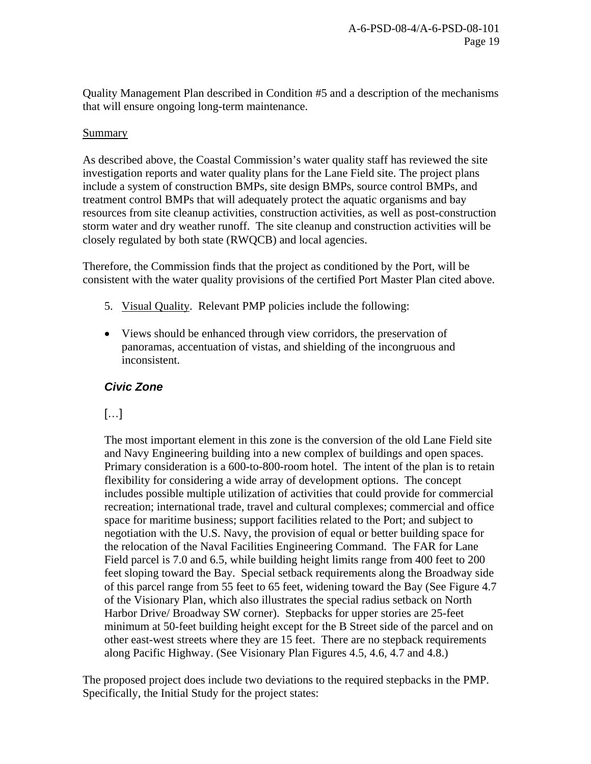Quality Management Plan described in Condition #5 and a description of the mechanisms that will ensure ongoing long-term maintenance.

Summary

As described above, the Coastal Commission's water quality staff has reviewed the site investigation reports and water quality plans for the Lane Field site. The project plans include a system of construction BMPs, site design BMPs, source control BMPs, and treatment control BMPs that will adequately protect the aquatic organisms and bay resources from site cleanup activities, construction activities, as well as post-construction storm water and dry weather runoff. The site cleanup and construction activities will be closely regulated by both state (RWQCB) and local agencies.

Therefore, the Commission finds that the project as conditioned by the Port, will be consistent with the water quality provisions of the certified Port Master Plan cited above.

5. Visual Quality. Relevant PMP policies include the following:

- Views should be enhanced through view corridors, the preservation of panoramas, accentuation of vistas, and shielding of the incongruous and inconsistent.

> ***Civic Zone***
>
> […]
>
> The most important element in this zone is the conversion of the old Lane Field site and Navy Engineering building into a new complex of buildings and open spaces. Primary consideration is a 600-to-800-room hotel. The intent of the plan is to retain flexibility for considering a wide array of development options. The concept includes possible multiple utilization of activities that could provide for commercial recreation; international trade, travel and cultural complexes; commercial and office space for maritime business; support facilities related to the Port; and subject to negotiation with the U.S. Navy, the provision of equal or better building space for the relocation of the Naval Facilities Engineering Command. The FAR for Lane Field parcel is 7.0 and 6.5, while building height limits range from 400 feet to 200 feet sloping toward the Bay. Special setback requirements along the Broadway side of this parcel range from 55 feet to 65 feet, widening toward the Bay (See Figure 4.7 of the Visionary Plan, which also illustrates the special radius setback on North Harbor Drive/ Broadway SW corner). Stepbacks for upper stories are 25-feet minimum at 50-feet building height except for the B Street side of the parcel and on other east-west streets where they are 15 feet. There are no stepback requirements along Pacific Highway. (See Visionary Plan Figures 4.5, 4.6, 4.7 and 4.8.)

The proposed project does include two deviations to the required stepbacks in the PMP. Specifically, the Initial Study for the project states: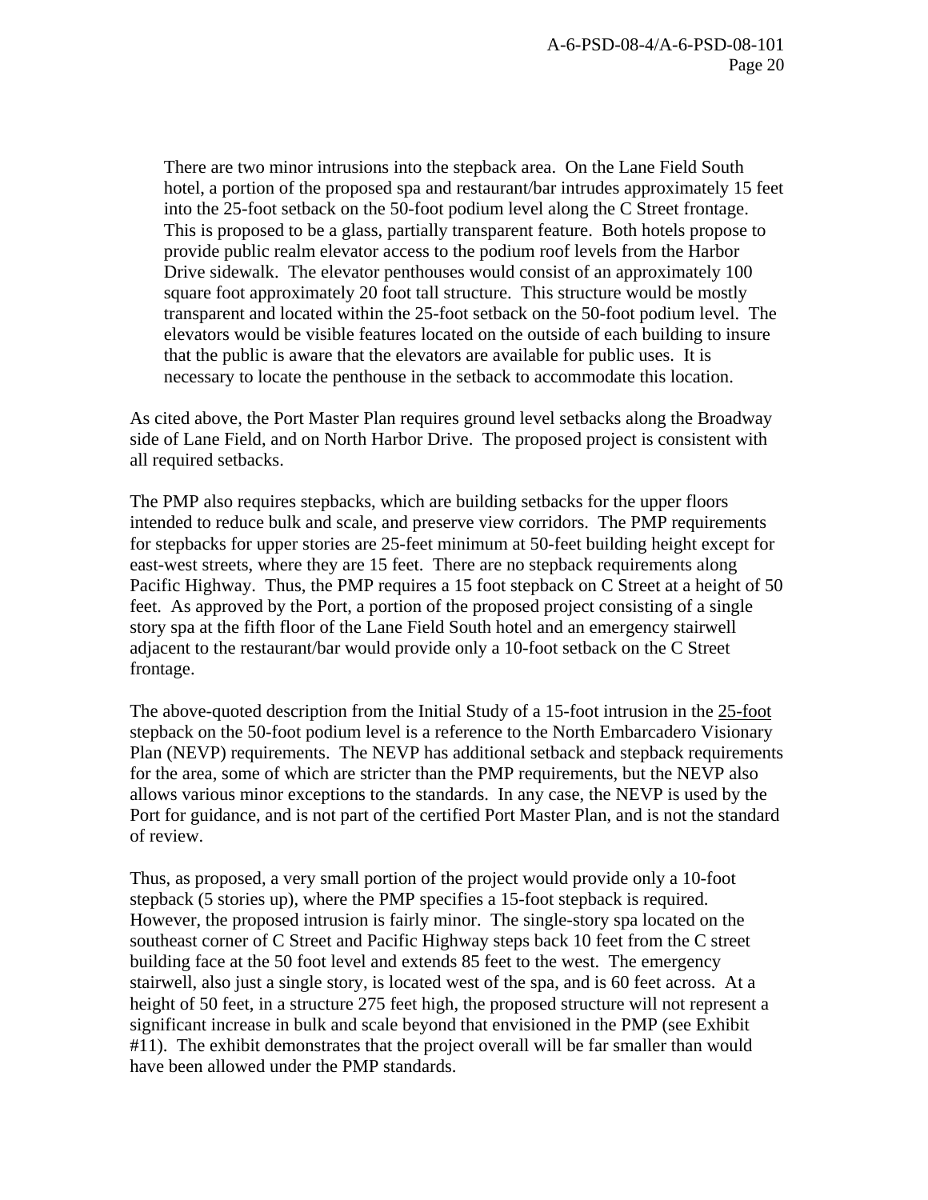> There are two minor intrusions into the stepback area. On the Lane Field South hotel, a portion of the proposed spa and restaurant/bar intrudes approximately 15 feet into the 25-foot setback on the 50-foot podium level along the C Street frontage. This is proposed to be a glass, partially transparent feature. Both hotels propose to provide public realm elevator access to the podium roof levels from the Harbor Drive sidewalk. The elevator penthouses would consist of an approximately 100 square foot approximately 20 foot tall structure. This structure would be mostly transparent and located within the 25-foot setback on the 50-foot podium level. The elevators would be visible features located on the outside of each building to insure that the public is aware that the elevators are available for public uses. It is necessary to locate the penthouse in the setback to accommodate this location.

As cited above, the Port Master Plan requires ground level setbacks along the Broadway side of Lane Field, and on North Harbor Drive. The proposed project is consistent with all required setbacks.

The PMP also requires stepbacks, which are building setbacks for the upper floors intended to reduce bulk and scale, and preserve view corridors. The PMP requirements for stepbacks for upper stories are 25-feet minimum at 50-feet building height except for east-west streets, where they are 15 feet. There are no stepback requirements along Pacific Highway. Thus, the PMP requires a 15 foot stepback on C Street at a height of 50 feet. As approved by the Port, a portion of the proposed project consisting of a single story spa at the fifth floor of the Lane Field South hotel and an emergency stairwell adjacent to the restaurant/bar would provide only a 10-foot setback on the C Street frontage.

The above-quoted description from the Initial Study of a 15-foot intrusion in the <u>25-foot</u> stepback on the 50-foot podium level is a reference to the North Embarcadero Visionary Plan (NEVP) requirements. The NEVP has additional setback and stepback requirements for the area, some of which are stricter than the PMP requirements, but the NEVP also allows various minor exceptions to the standards. In any case, the NEVP is used by the Port for guidance, and is not part of the certified Port Master Plan, and is not the standard of review.

Thus, as proposed, a very small portion of the project would provide only a 10-foot stepback (5 stories up), where the PMP specifies a 15-foot stepback is required. However, the proposed intrusion is fairly minor. The single-story spa located on the southeast corner of C Street and Pacific Highway steps back 10 feet from the C street building face at the 50 foot level and extends 85 feet to the west. The emergency stairwell, also just a single story, is located west of the spa, and is 60 feet across. At a height of 50 feet, in a structure 275 feet high, the proposed structure will not represent a significant increase in bulk and scale beyond that envisioned in the PMP (see Exhibit #11). The exhibit demonstrates that the project overall will be far smaller than would have been allowed under the PMP standards.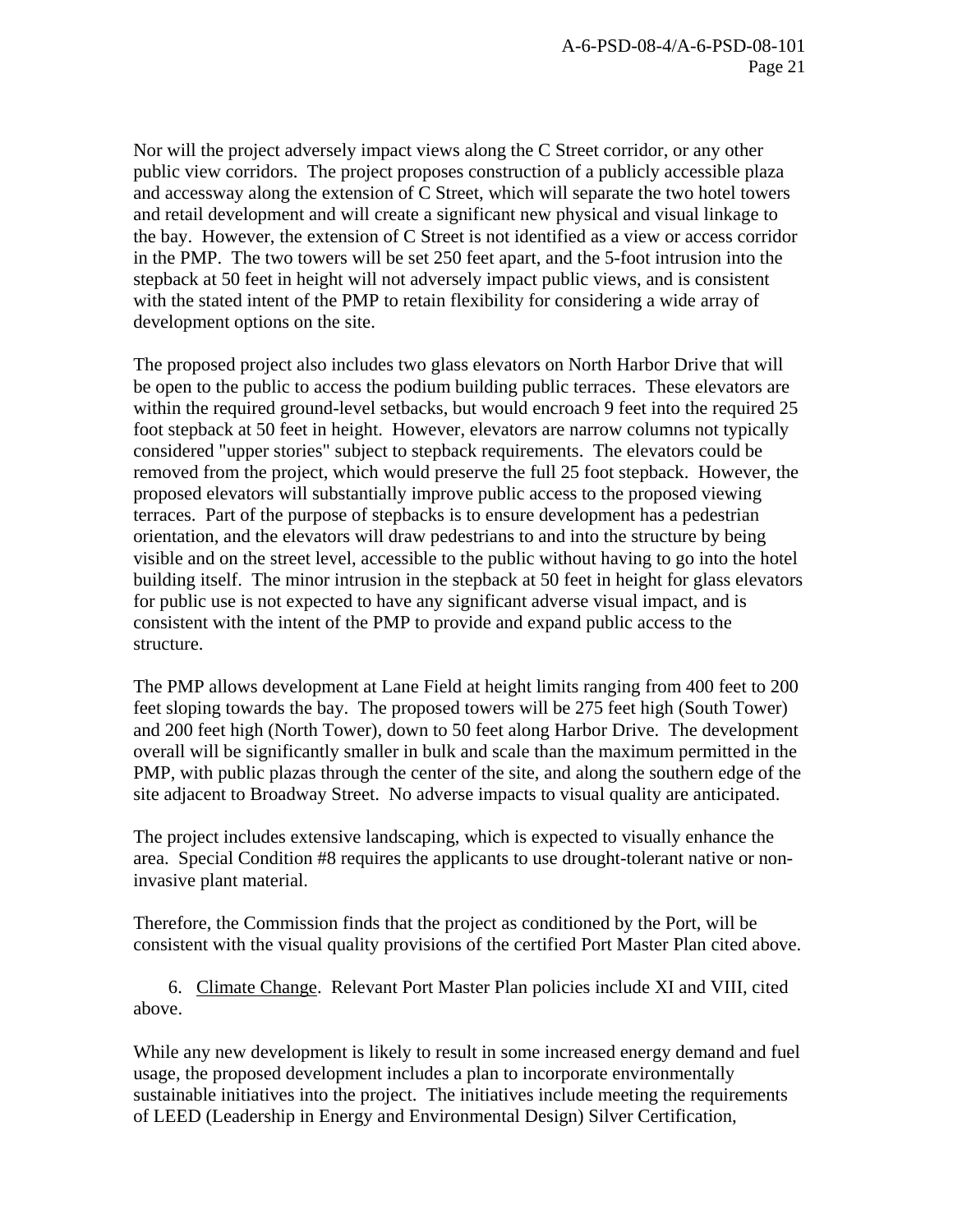Nor will the project adversely impact views along the C Street corridor, or any other public view corridors. The project proposes construction of a publicly accessible plaza and accessway along the extension of C Street, which will separate the two hotel towers and retail development and will create a significant new physical and visual linkage to the bay. However, the extension of C Street is not identified as a view or access corridor in the PMP. The two towers will be set 250 feet apart, and the 5-foot intrusion into the stepback at 50 feet in height will not adversely impact public views, and is consistent with the stated intent of the PMP to retain flexibility for considering a wide array of development options on the site.

The proposed project also includes two glass elevators on North Harbor Drive that will be open to the public to access the podium building public terraces. These elevators are within the required ground-level setbacks, but would encroach 9 feet into the required 25 foot stepback at 50 feet in height. However, elevators are narrow columns not typically considered "upper stories" subject to stepback requirements. The elevators could be removed from the project, which would preserve the full 25 foot stepback. However, the proposed elevators will substantially improve public access to the proposed viewing terraces. Part of the purpose of stepbacks is to ensure development has a pedestrian orientation, and the elevators will draw pedestrians to and into the structure by being visible and on the street level, accessible to the public without having to go into the hotel building itself. The minor intrusion in the stepback at 50 feet in height for glass elevators for public use is not expected to have any significant adverse visual impact, and is consistent with the intent of the PMP to provide and expand public access to the structure.

The PMP allows development at Lane Field at height limits ranging from 400 feet to 200 feet sloping towards the bay. The proposed towers will be 275 feet high (South Tower) and 200 feet high (North Tower), down to 50 feet along Harbor Drive. The development overall will be significantly smaller in bulk and scale than the maximum permitted in the PMP, with public plazas through the center of the site, and along the southern edge of the site adjacent to Broadway Street. No adverse impacts to visual quality are anticipated.

The project includes extensive landscaping, which is expected to visually enhance the area. Special Condition #8 requires the applicants to use drought-tolerant native or non-invasive plant material.

Therefore, the Commission finds that the project as conditioned by the Port, will be consistent with the visual quality provisions of the certified Port Master Plan cited above.

6. Climate Change. Relevant Port Master Plan policies include XI and VIII, cited above.

While any new development is likely to result in some increased energy demand and fuel usage, the proposed development includes a plan to incorporate environmentally sustainable initiatives into the project. The initiatives include meeting the requirements of LEED (Leadership in Energy and Environmental Design) Silver Certification,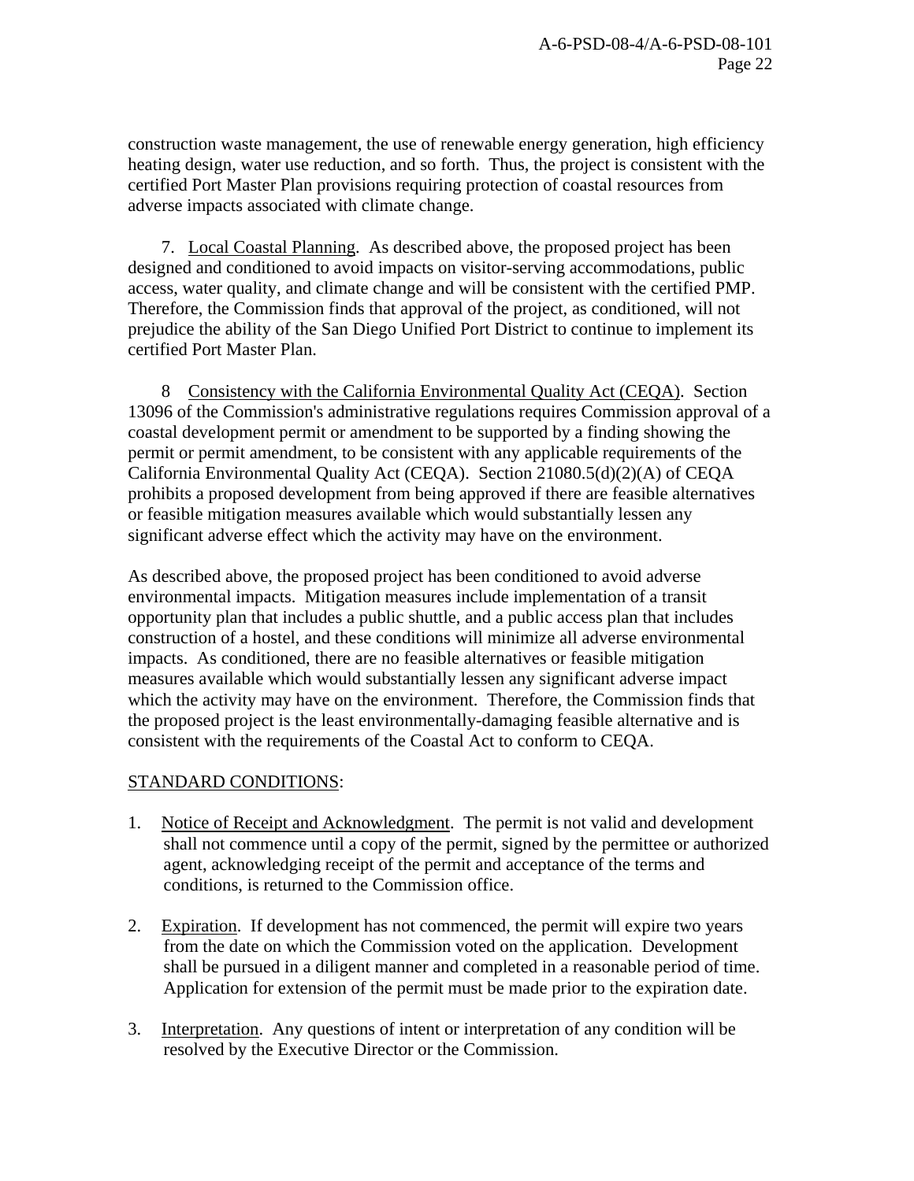construction waste management, the use of renewable energy generation, high efficiency heating design, water use reduction, and so forth. Thus, the project is consistent with the certified Port Master Plan provisions requiring protection of coastal resources from adverse impacts associated with climate change.

7. Local Coastal Planning. As described above, the proposed project has been designed and conditioned to avoid impacts on visitor-serving accommodations, public access, water quality, and climate change and will be consistent with the certified PMP. Therefore, the Commission finds that approval of the project, as conditioned, will not prejudice the ability of the San Diego Unified Port District to continue to implement its certified Port Master Plan.

8 Consistency with the California Environmental Quality Act (CEQA). Section 13096 of the Commission's administrative regulations requires Commission approval of a coastal development permit or amendment to be supported by a finding showing the permit or permit amendment, to be consistent with any applicable requirements of the California Environmental Quality Act (CEQA). Section 21080.5(d)(2)(A) of CEQA prohibits a proposed development from being approved if there are feasible alternatives or feasible mitigation measures available which would substantially lessen any significant adverse effect which the activity may have on the environment.

As described above, the proposed project has been conditioned to avoid adverse environmental impacts. Mitigation measures include implementation of a transit opportunity plan that includes a public shuttle, and a public access plan that includes construction of a hostel, and these conditions will minimize all adverse environmental impacts. As conditioned, there are no feasible alternatives or feasible mitigation measures available which would substantially lessen any significant adverse impact which the activity may have on the environment. Therefore, the Commission finds that the proposed project is the least environmentally-damaging feasible alternative and is consistent with the requirements of the Coastal Act to conform to CEQA.

STANDARD CONDITIONS:

1. Notice of Receipt and Acknowledgment. The permit is not valid and development shall not commence until a copy of the permit, signed by the permittee or authorized agent, acknowledging receipt of the permit and acceptance of the terms and conditions, is returned to the Commission office.

2. Expiration. If development has not commenced, the permit will expire two years from the date on which the Commission voted on the application. Development shall be pursued in a diligent manner and completed in a reasonable period of time. Application for extension of the permit must be made prior to the expiration date.

3. Interpretation. Any questions of intent or interpretation of any condition will be resolved by the Executive Director or the Commission.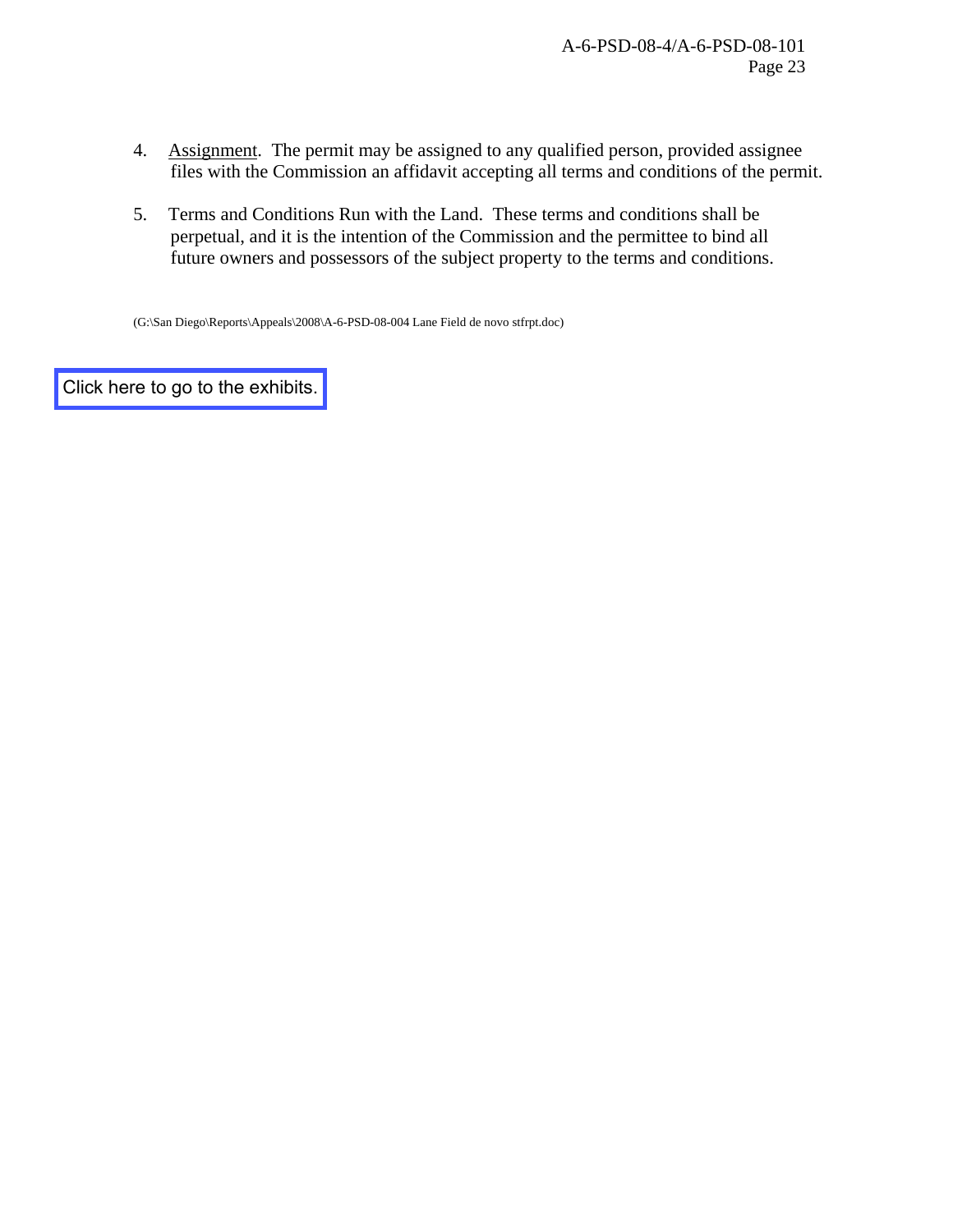4. Assignment. The permit may be assigned to any qualified person, provided assignee files with the Commission an affidavit accepting all terms and conditions of the permit.

5. Terms and Conditions Run with the Land. These terms and conditions shall be perpetual, and it is the intention of the Commission and the permittee to bind all future owners and possessors of the subject property to the terms and conditions.

(G:\San Diego\Reports\Appeals\2008\A-6-PSD-08-004 Lane Field de novo stfrpt.doc)

Click here to go to the exhibits.